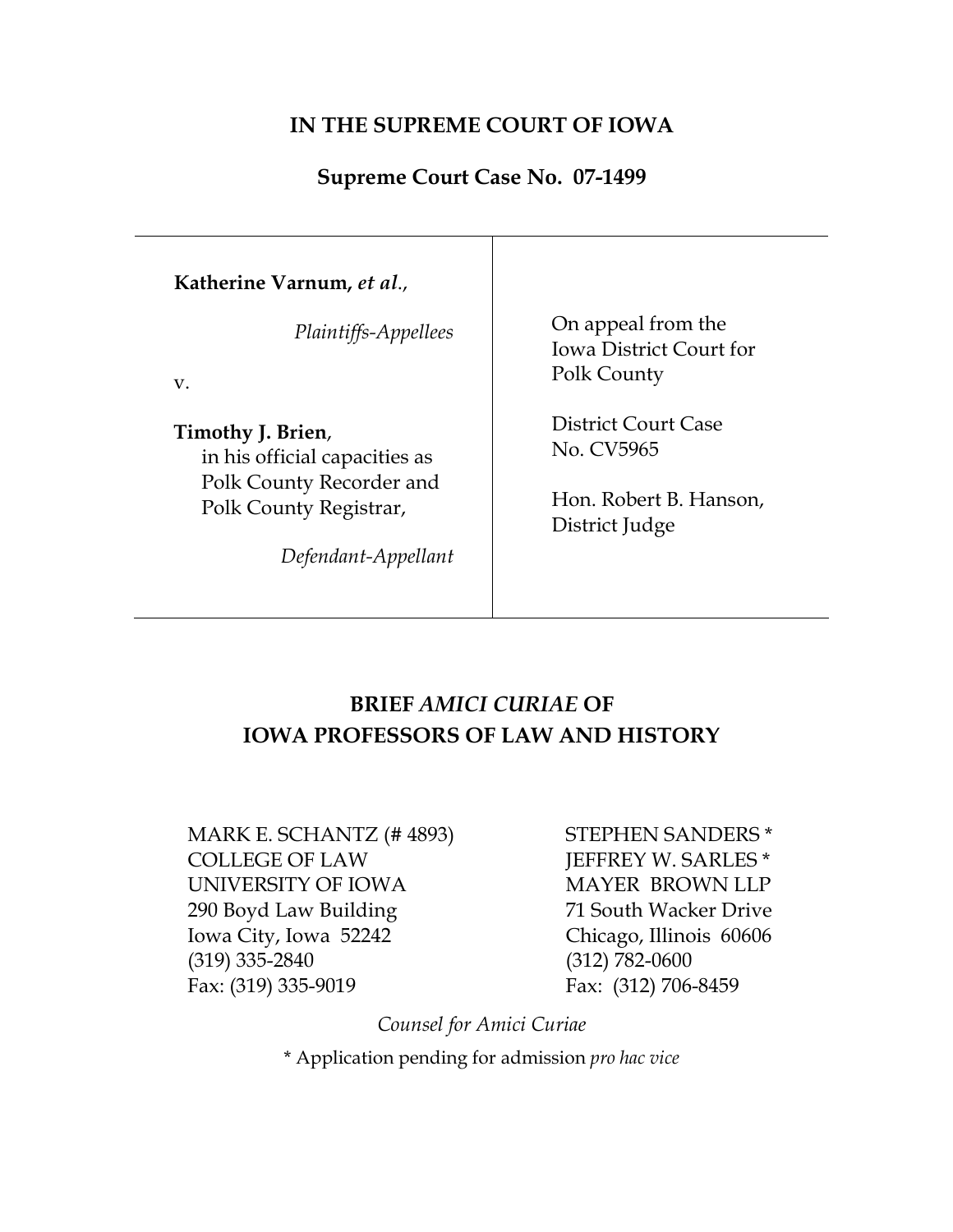# IN THE SUPREME COURT OF IOWA

## Supreme Court Case No. 07-1499

| | |
|---|---|
| **Katherine Varnum,** ***et al.***,<br><br>*Plaintiffs-Appellees*<br><br>v.<br><br>**Timothy J. Brien**, in his official capacities as Polk County Recorder and Polk County Registrar,<br><br>*Defendant-Appellant* | On appeal from the Iowa District Court for Polk County<br><br>District Court Case No. CV5965<br><br>Hon. Robert B. Hanson, District Judge |

## BRIEF *AMICI CURIAE* OF IOWA PROFESSORS OF LAW AND HISTORY

| | |
|---|---|
| MARK E. SCHANTZ (# 4893)<br>COLLEGE OF LAW<br>UNIVERSITY OF IOWA<br>290 Boyd Law Building<br>Iowa City, Iowa 52242<br>(319) 335-2840<br>Fax: (319) 335-9019 | STEPHEN SANDERS *<br>JEFFREY W. SARLES *<br>MAYER BROWN LLP<br>71 South Wacker Drive<br>Chicago, Illinois 60606<br>(312) 782-0600<br>Fax: (312) 706-8459 |

*Counsel for Amici Curiae*

\* Application pending for admission *pro hac vice*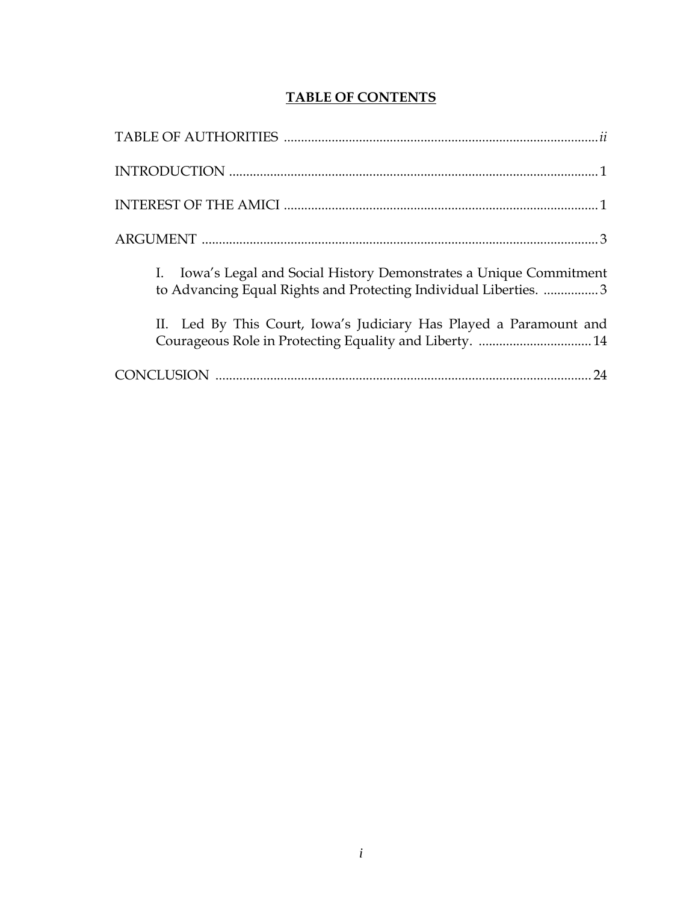# TABLE OF CONTENTS

TABLE OF AUTHORITIES ........................................................................................... *ii*

INTRODUCTION ........................................................................................................... 1

INTEREST OF THE AMICI ........................................................................................... 1

ARGUMENT ................................................................................................................... 3

I. Iowa's Legal and Social History Demonstrates a Unique Commitment to Advancing Equal Rights and Protecting Individual Liberties. ................ 3

II. Led By This Court, Iowa's Judiciary Has Played a Paramount and Courageous Role in Protecting Equality and Liberty. ................................. 14

CONCLUSION .............................................................................................................. 24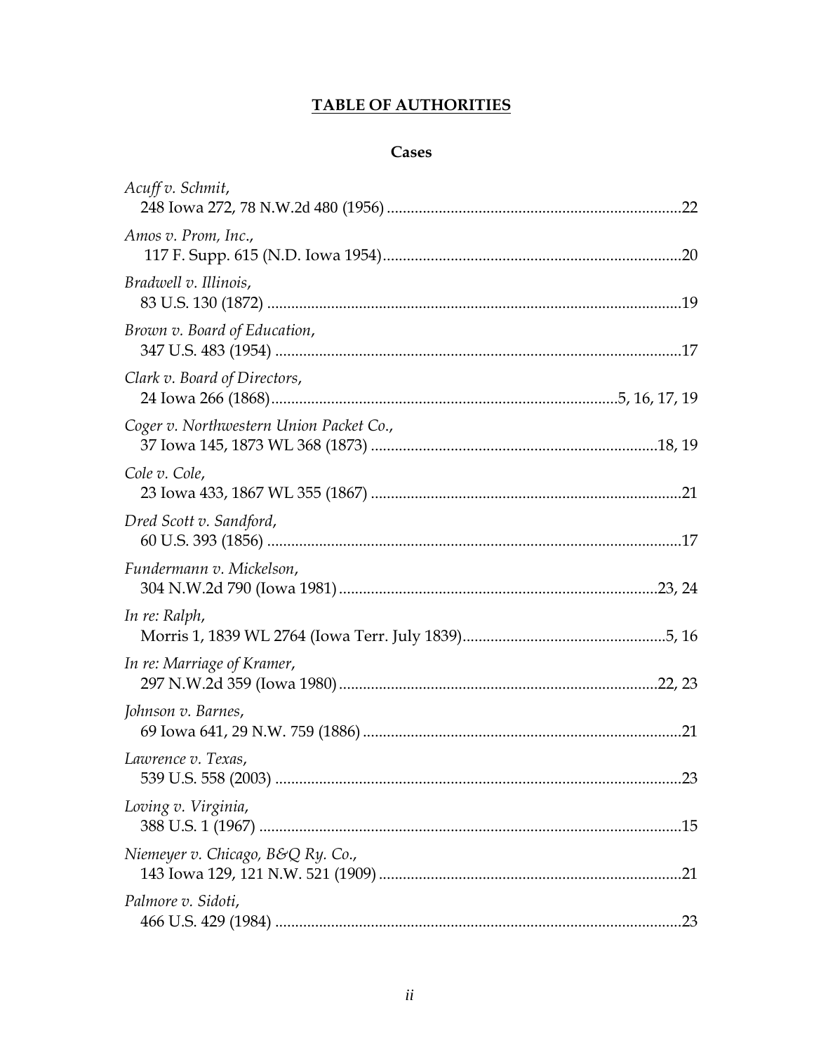# TABLE OF AUTHORITIES

## Cases

*Acuff v. Schmit*,
248 Iowa 272, 78 N.W.2d 480 (1956) ....................................................................22

*Amos v. Prom, Inc.*,
117 F. Supp. 615 (N.D. Iowa 1954).......................................................................20

*Bradwell v. Illinois*,
83 U.S. 130 (1872) ....................................................................................................19

*Brown v. Board of Education*,
347 U.S. 483 (1954) ..................................................................................................17

*Clark v. Board of Directors*,
24 Iowa 266 (1868)...................................................................................5, 16, 17, 19

*Coger v. Northwestern Union Packet Co.*,
37 Iowa 145, 1873 WL 368 (1873) ...................................................................18, 19

*Cole v. Cole*,
23 Iowa 433, 1867 WL 355 (1867) ........................................................................21

*Dred Scott v. Sandford*,
60 U.S. 393 (1856) ....................................................................................................17

*Fundermann v. Mickelson*,
304 N.W.2d 790 (Iowa 1981) ...........................................................................23, 24

*In re: Ralph*,
Morris 1, 1839 WL 2764 (Iowa Terr. July 1839)..............................................5, 16

*In re: Marriage of Kramer*,
297 N.W.2d 359 (Iowa 1980)...........................................................................22, 23

*Johnson v. Barnes*,
69 Iowa 641, 29 N.W. 759 (1886) ..........................................................................21

*Lawrence v. Texas*,
539 U.S. 558 (2003) ..................................................................................................23

*Loving v. Virginia*,
388 U.S. 1 (1967) ......................................................................................................15

*Niemeyer v. Chicago, B&Q Ry. Co.*,
143 Iowa 129, 121 N.W. 521 (1909) ......................................................................21

*Palmore v. Sidoti*,
466 U.S. 429 (1984) ..................................................................................................23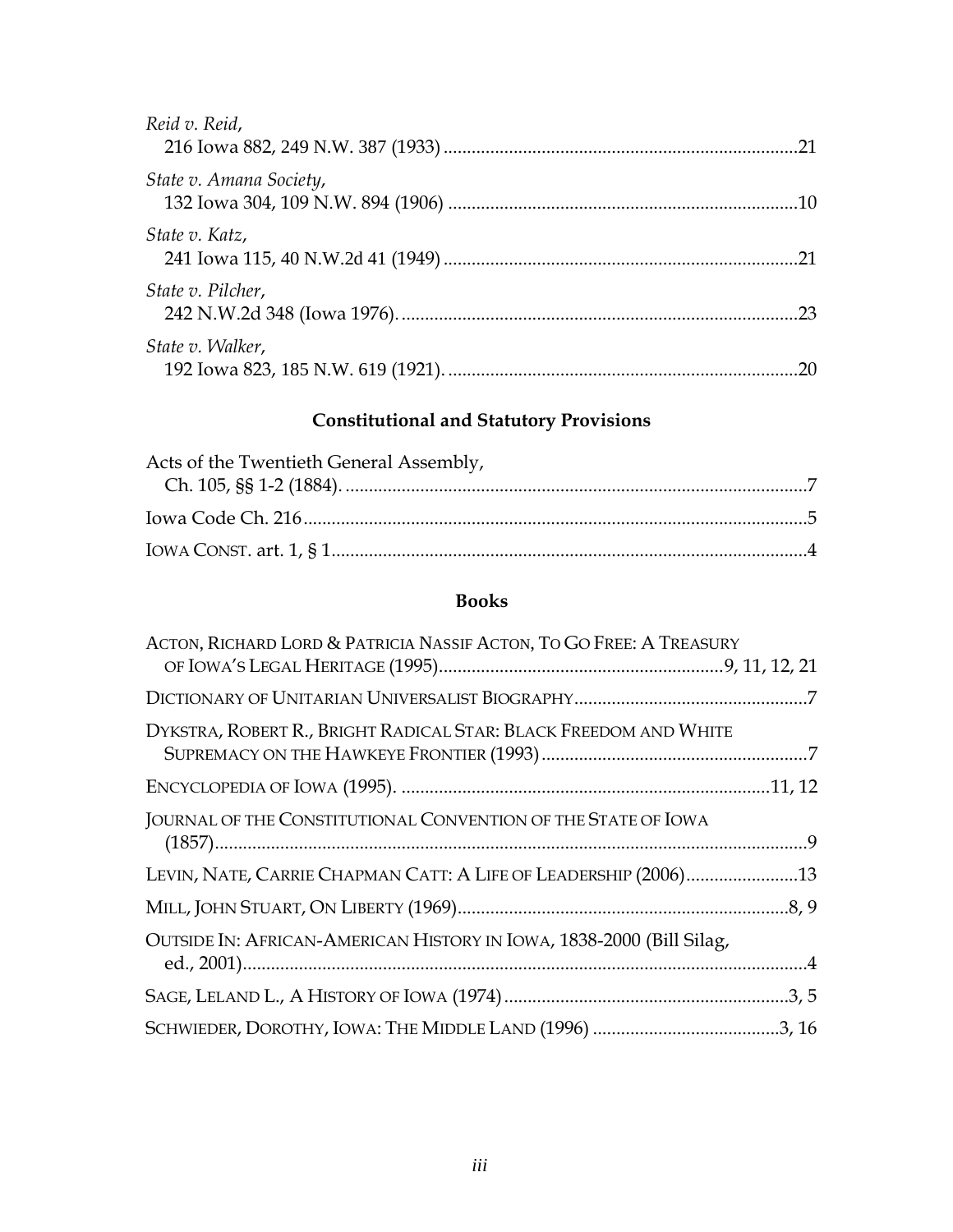*Reid v. Reid*,
216 Iowa 882, 249 N.W. 387 (1933) ........................................................................... 21

*State v. Amana Society*,
132 Iowa 304, 109 N.W. 894 (1906) ........................................................................... 10

*State v. Katz*,
241 Iowa 115, 40 N.W.2d 41 (1949) ........................................................................... 21

*State v. Pilcher*,
242 N.W.2d 348 (Iowa 1976). ..................................................................................... 23

*State v. Walker*,
192 Iowa 823, 185 N.W. 619 (1921). ........................................................................... 20

## Constitutional and Statutory Provisions

Acts of the Twentieth General Assembly,
Ch. 105, §§ 1-2 (1884). ................................................................................................... 7

Iowa Code Ch. 216 ........................................................................................................... 5

IOWA CONST. art. 1, § 1 ..................................................................................................... 4

## Books

ACTON, RICHARD LORD & PATRICIA NASSIF ACTON, TO GO FREE: A TREASURY OF IOWA'S LEGAL HERITAGE (1995) ............................................................. 9, 11, 12, 21

DICTIONARY OF UNITARIAN UNIVERSALIST BIOGRAPHY .................................................. 7

DYKSTRA, ROBERT R., BRIGHT RADICAL STAR: BLACK FREEDOM AND WHITE SUPREMACY ON THE HAWKEYE FRONTIER (1993) .......................................................... 7

ENCYCLOPEDIA OF IOWA (1995). ............................................................................... 11, 12

JOURNAL OF THE CONSTITUTIONAL CONVENTION OF THE STATE OF IOWA (1857) ................................................................................................................................. 9

LEVIN, NATE, CARRIE CHAPMAN CATT: A LIFE OF LEADERSHIP (2006) ........................ 13

MILL, JOHN STUART, ON LIBERTY (1969) ...................................................................... 8, 9

OUTSIDE IN: AFRICAN-AMERICAN HISTORY IN IOWA, 1838-2000 (Bill Silag, ed., 2001) ............................................................................................................................ 4

SAGE, LELAND L., A HISTORY OF IOWA (1974) ............................................................. 3, 5

SCHWIEDER, DOROTHY, IOWA: THE MIDDLE LAND (1996) ........................................ 3, 16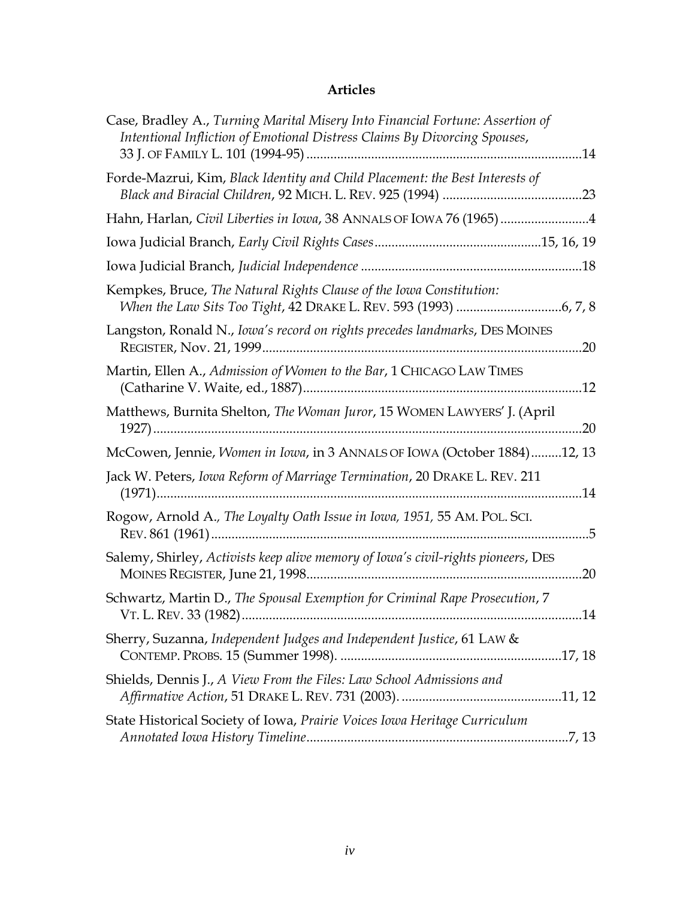## Articles

Case, Bradley A., *Turning Marital Misery Into Financial Fortune: Assertion of Intentional Infliction of Emotional Distress Claims By Divorcing Spouses*, 33 J. OF FAMILY L. 101 (1994-95) ....................................................................................14

Forde-Mazrui, Kim, *Black Identity and Child Placement: the Best Interests of Black and Biracial Children*, 92 MICH. L. REV. 925 (1994) ..........................................23

Hahn, Harlan, *Civil Liberties in Iowa*, 38 ANNALS OF IOWA 76 (1965) ..........................4

Iowa Judicial Branch, *Early Civil Rights Cases*.................................................15, 16, 19

Iowa Judicial Branch, *Judicial Independence* ................................................................18

Kempkes, Bruce, *The Natural Rights Clause of the Iowa Constitution: When the Law Sits Too Tight*, 42 DRAKE L. REV. 593 (1993) ...............................6, 7, 8

Langston, Ronald N., *Iowa's record on rights precedes landmarks*, DES MOINES REGISTER, Nov. 21, 1999...............................................................................................20

Martin, Ellen A., *Admission of Women to the Bar*, 1 CHICAGO LAW TIMES (Catharine V. Waite, ed., 1887)...................................................................................12

Matthews, Burnita Shelton, *The Woman Juror*, 15 WOMEN LAWYERS' J. (April 1927)...............................................................................................................................20

McCowen, Jennie, *Women in Iowa*, in 3 ANNALS OF IOWA (October 1884).........12, 13

Jack W. Peters, *Iowa Reform of Marriage Termination*, 20 DRAKE L. REV. 211 (1971)..............................................................................................................................14

Rogow, Arnold A., *The Loyalty Oath Issue in Iowa, 1951,* 55 AM. POL. SCI. REV. 861 (1961)...............................................................................................................5

Salemy, Shirley, *Activists keep alive memory of Iowa's civil-rights pioneers*, DES MOINES REGISTER, June 21, 1998.................................................................................20

Schwartz, Martin D., *The Spousal Exemption for Criminal Rape Prosecution*, 7 VT. L. REV. 33 (1982)....................................................................................................14

Sherry, Suzanna, *Independent Judges and Independent Justice*, 61 LAW & CONTEMP. PROBS. 15 (Summer 1998). .................................................................17, 18

Shields, Dennis J., *A View From the Files: Law School Admissions and Affirmative Action*, 51 DRAKE L. REV. 731 (2003). ...............................................11, 12

State Historical Society of Iowa, *Prairie Voices Iowa Heritage Curriculum Annotated Iowa History Timeline*.............................................................................7, 13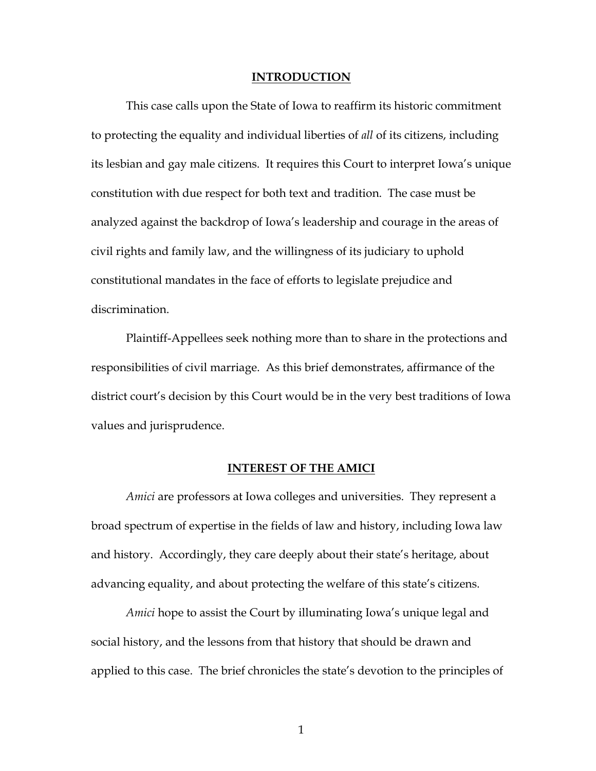## INTRODUCTION

This case calls upon the State of Iowa to reaffirm its historic commitment to protecting the equality and individual liberties of *all* of its citizens, including its lesbian and gay male citizens. It requires this Court to interpret Iowa's unique constitution with due respect for both text and tradition. The case must be analyzed against the backdrop of Iowa's leadership and courage in the areas of civil rights and family law, and the willingness of its judiciary to uphold constitutional mandates in the face of efforts to legislate prejudice and discrimination.

Plaintiff-Appellees seek nothing more than to share in the protections and responsibilities of civil marriage. As this brief demonstrates, affirmance of the district court's decision by this Court would be in the very best traditions of Iowa values and jurisprudence.

## INTEREST OF THE AMICI

*Amici* are professors at Iowa colleges and universities. They represent a broad spectrum of expertise in the fields of law and history, including Iowa law and history. Accordingly, they care deeply about their state's heritage, about advancing equality, and about protecting the welfare of this state's citizens.

*Amici* hope to assist the Court by illuminating Iowa's unique legal and social history, and the lessons from that history that should be drawn and applied to this case. The brief chronicles the state's devotion to the principles of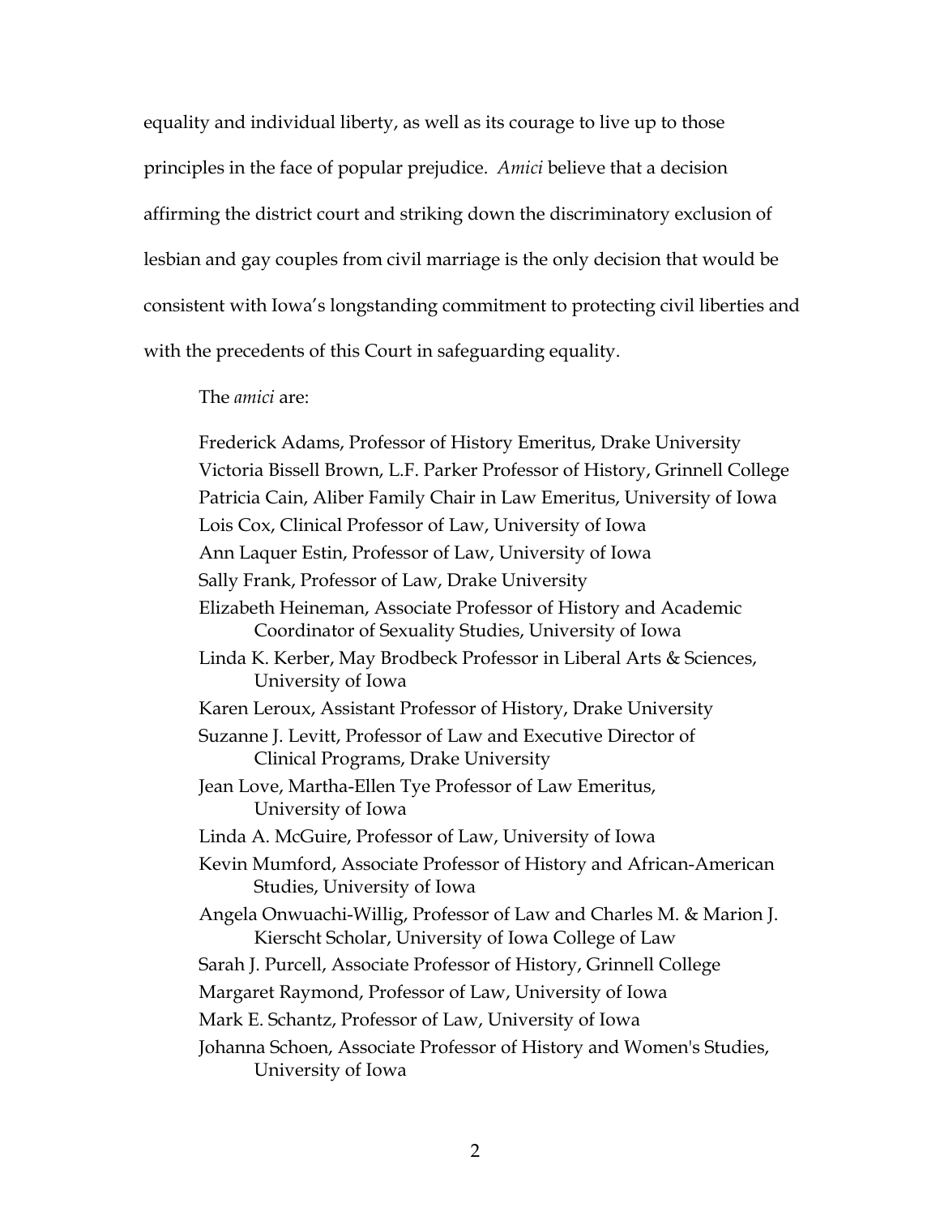equality and individual liberty, as well as its courage to live up to those principles in the face of popular prejudice. *Amici* believe that a decision affirming the district court and striking down the discriminatory exclusion of lesbian and gay couples from civil marriage is the only decision that would be consistent with Iowa's longstanding commitment to protecting civil liberties and with the precedents of this Court in safeguarding equality.

The *amici* are:

Frederick Adams, Professor of History Emeritus, Drake University
Victoria Bissell Brown, L.F. Parker Professor of History, Grinnell College
Patricia Cain, Aliber Family Chair in Law Emeritus, University of Iowa
Lois Cox, Clinical Professor of Law, University of Iowa
Ann Laquer Estin, Professor of Law, University of Iowa
Sally Frank, Professor of Law, Drake University
Elizabeth Heineman, Associate Professor of History and Academic Coordinator of Sexuality Studies, University of Iowa
Linda K. Kerber, May Brodbeck Professor in Liberal Arts & Sciences, University of Iowa
Karen Leroux, Assistant Professor of History, Drake University
Suzanne J. Levitt, Professor of Law and Executive Director of Clinical Programs, Drake University
Jean Love, Martha-Ellen Tye Professor of Law Emeritus, University of Iowa
Linda A. McGuire, Professor of Law, University of Iowa
Kevin Mumford, Associate Professor of History and African-American Studies, University of Iowa
Angela Onwuachi-Willig, Professor of Law and Charles M. & Marion J. Kierscht Scholar, University of Iowa College of Law
Sarah J. Purcell, Associate Professor of History, Grinnell College
Margaret Raymond, Professor of Law, University of Iowa
Mark E. Schantz, Professor of Law, University of Iowa
Johanna Schoen, Associate Professor of History and Women's Studies, University of Iowa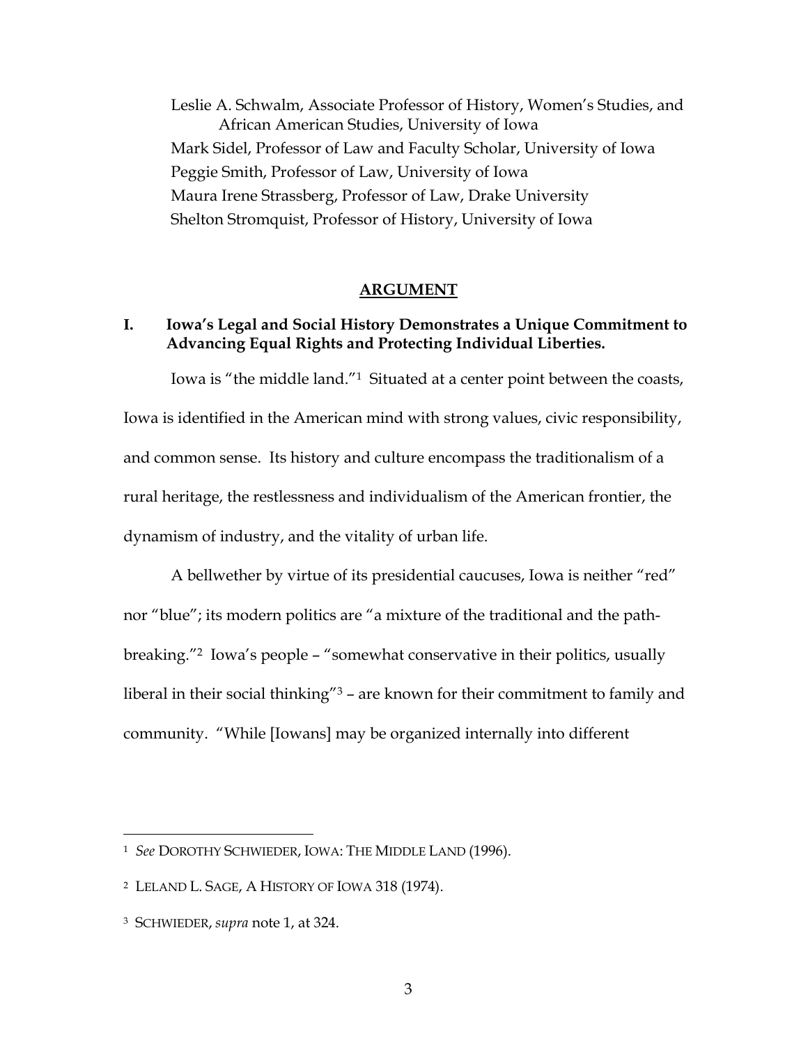Leslie A. Schwalm, Associate Professor of History, Women's Studies, and African American Studies, University of Iowa
Mark Sidel, Professor of Law and Faculty Scholar, University of Iowa
Peggie Smith, Professor of Law, University of Iowa
Maura Irene Strassberg, Professor of Law, Drake University
Shelton Stromquist, Professor of History, University of Iowa

## ARGUMENT

### I. Iowa's Legal and Social History Demonstrates a Unique Commitment to Advancing Equal Rights and Protecting Individual Liberties.

Iowa is "the middle land."[1] Situated at a center point between the coasts, Iowa is identified in the American mind with strong values, civic responsibility, and common sense. Its history and culture encompass the traditionalism of a rural heritage, the restlessness and individualism of the American frontier, the dynamism of industry, and the vitality of urban life.

A bellwether by virtue of its presidential caucuses, Iowa is neither "red" nor "blue"; its modern politics are "a mixture of the traditional and the path-breaking."[2] Iowa's people – "somewhat conservative in their politics, usually liberal in their social thinking"[3] – are known for their commitment to family and community. "While [Iowans] may be organized internally into different

---

[1] *See* DOROTHY SCHWIEDER, IOWA: THE MIDDLE LAND (1996).

[2] LELAND L. SAGE, A HISTORY OF IOWA 318 (1974).

[3] SCHWIEDER, *supra* note 1, at 324.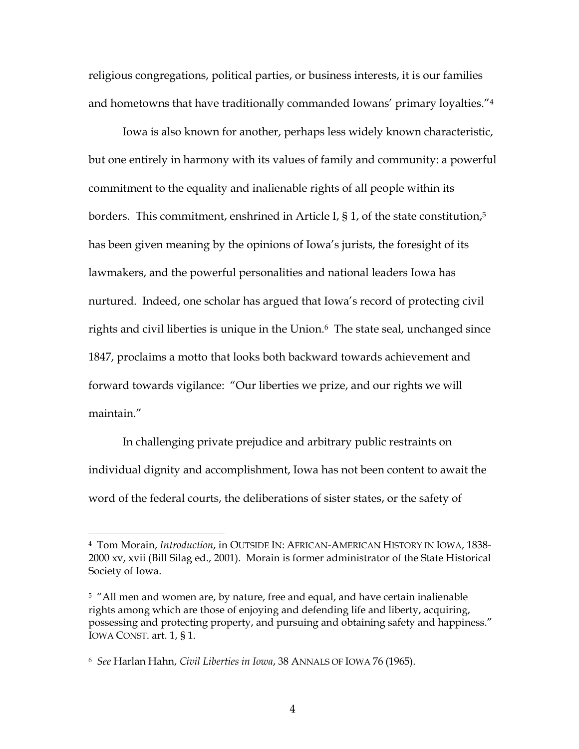religious congregations, political parties, or business interests, it is our families and hometowns that have traditionally commanded Iowans' primary loyalties."[4]

Iowa is also known for another, perhaps less widely known characteristic, but one entirely in harmony with its values of family and community: a powerful commitment to the equality and inalienable rights of all people within its borders. This commitment, enshrined in Article I, § 1, of the state constitution,[5] has been given meaning by the opinions of Iowa's jurists, the foresight of its lawmakers, and the powerful personalities and national leaders Iowa has nurtured. Indeed, one scholar has argued that Iowa's record of protecting civil rights and civil liberties is unique in the Union.[6] The state seal, unchanged since 1847, proclaims a motto that looks both backward towards achievement and forward towards vigilance: "Our liberties we prize, and our rights we will maintain."

In challenging private prejudice and arbitrary public restraints on individual dignity and accomplishment, Iowa has not been content to await the word of the federal courts, the deliberations of sister states, or the safety of

---

[4] Tom Morain, *Introduction*, in OUTSIDE IN: AFRICAN-AMERICAN HISTORY IN IOWA, 1838-2000 xv, xvii (Bill Silag ed., 2001). Morain is former administrator of the State Historical Society of Iowa.

[5] "All men and women are, by nature, free and equal, and have certain inalienable rights among which are those of enjoying and defending life and liberty, acquiring, possessing and protecting property, and pursuing and obtaining safety and happiness." IOWA CONST. art. 1, § 1.

[6] *See* Harlan Hahn, *Civil Liberties in Iowa*, 38 ANNALS OF IOWA 76 (1965).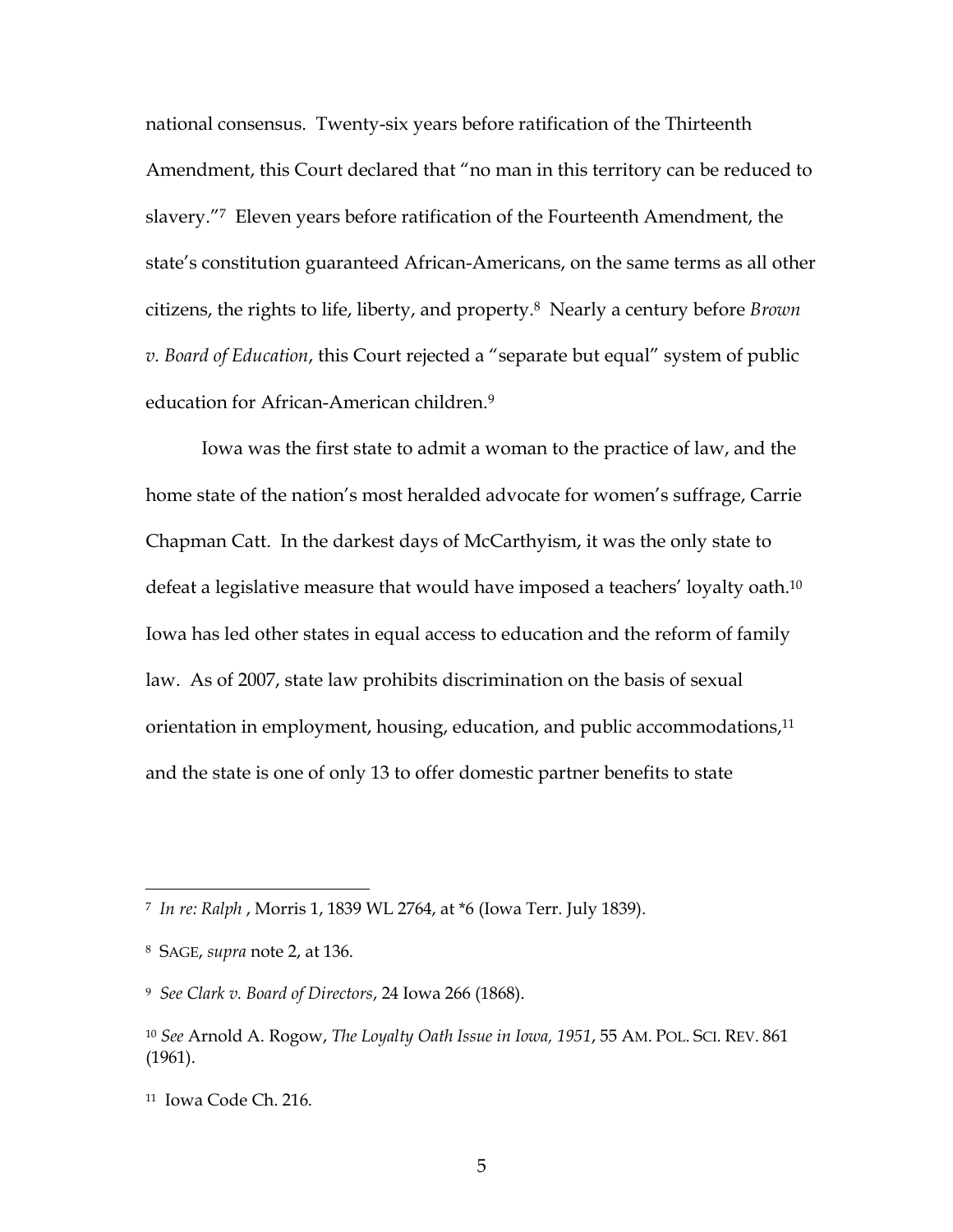national consensus. Twenty-six years before ratification of the Thirteenth Amendment, this Court declared that "no man in this territory can be reduced to slavery."[7] Eleven years before ratification of the Fourteenth Amendment, the state's constitution guaranteed African-Americans, on the same terms as all other citizens, the rights to life, liberty, and property.[8] Nearly a century before *Brown v. Board of Education*, this Court rejected a "separate but equal" system of public education for African-American children.[9]

Iowa was the first state to admit a woman to the practice of law, and the home state of the nation's most heralded advocate for women's suffrage, Carrie Chapman Catt. In the darkest days of McCarthyism, it was the only state to defeat a legislative measure that would have imposed a teachers' loyalty oath.[10] Iowa has led other states in equal access to education and the reform of family law. As of 2007, state law prohibits discrimination on the basis of sexual orientation in employment, housing, education, and public accommodations,[11] and the state is one of only 13 to offer domestic partner benefits to state

---

[7] *In re: Ralph* , Morris 1, 1839 WL 2764, at *6 (Iowa Terr. July 1839).

[8] SAGE, *supra* note 2, at 136.

[9] *See Clark v. Board of Directors*, 24 Iowa 266 (1868).

[10] *See* Arnold A. Rogow, *The Loyalty Oath Issue in Iowa, 1951*, 55 AM. POL. SCI. REV. 861 (1961).

[11] Iowa Code Ch. 216.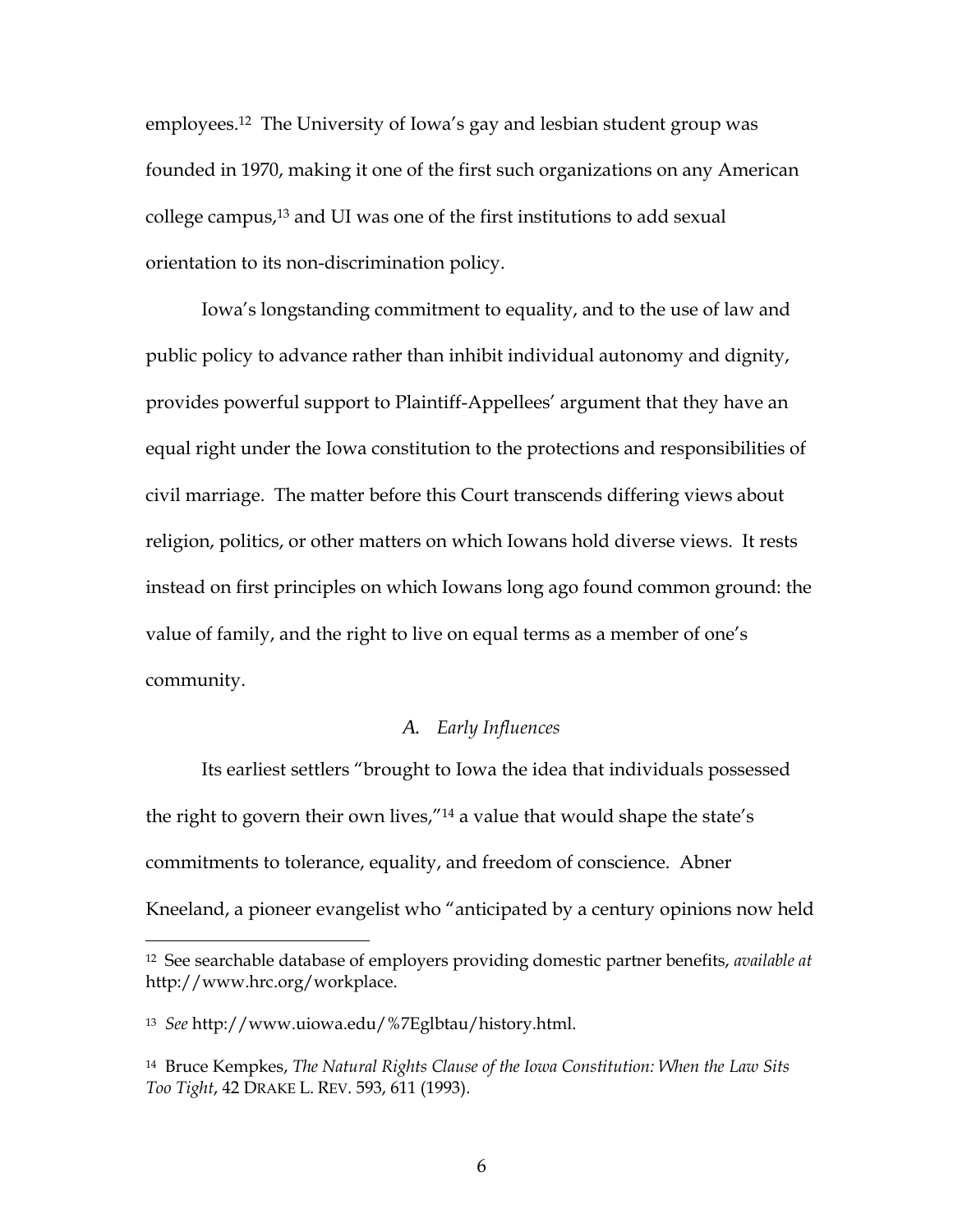employees.[12] The University of Iowa's gay and lesbian student group was founded in 1970, making it one of the first such organizations on any American college campus,[13] and UI was one of the first institutions to add sexual orientation to its non-discrimination policy.

Iowa's longstanding commitment to equality, and to the use of law and public policy to advance rather than inhibit individual autonomy and dignity, provides powerful support to Plaintiff-Appellees' argument that they have an equal right under the Iowa constitution to the protections and responsibilities of civil marriage. The matter before this Court transcends differing views about religion, politics, or other matters on which Iowans hold diverse views. It rests instead on first principles on which Iowans long ago found common ground: the value of family, and the right to live on equal terms as a member of one's community.

### *A. Early Influences*

Its earliest settlers "brought to Iowa the idea that individuals possessed the right to govern their own lives,"[14] a value that would shape the state's commitments to tolerance, equality, and freedom of conscience. Abner Kneeland, a pioneer evangelist who "anticipated by a century opinions now held

---

[12] See searchable database of employers providing domestic partner benefits, *available at* http://www.hrc.org/workplace.

[13] *See* http://www.uiowa.edu/%7Eglbtau/history.html.

[14] Bruce Kempkes, *The Natural Rights Clause of the Iowa Constitution: When the Law Sits Too Tight*, 42 DRAKE L. REV. 593, 611 (1993).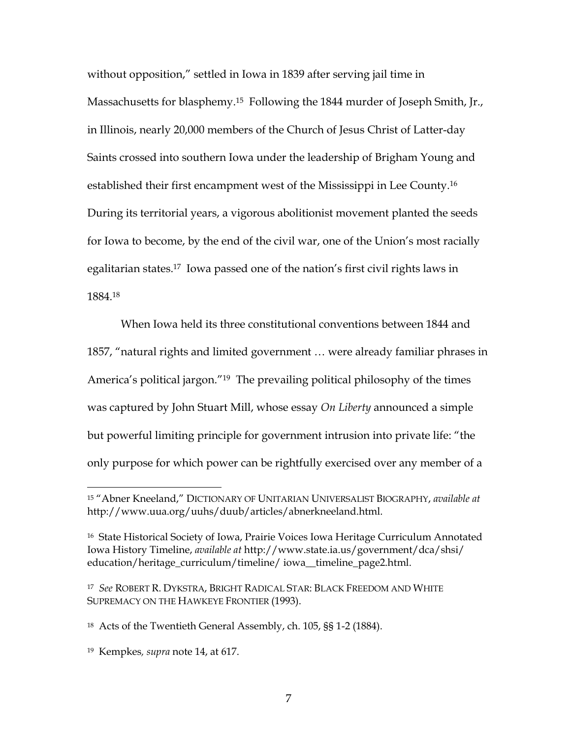without opposition," settled in Iowa in 1839 after serving jail time in Massachusetts for blasphemy.[15] Following the 1844 murder of Joseph Smith, Jr., in Illinois, nearly 20,000 members of the Church of Jesus Christ of Latter-day Saints crossed into southern Iowa under the leadership of Brigham Young and established their first encampment west of the Mississippi in Lee County.[16] During its territorial years, a vigorous abolitionist movement planted the seeds for Iowa to become, by the end of the civil war, one of the Union's most racially egalitarian states.[17] Iowa passed one of the nation's first civil rights laws in 1884.[18]

When Iowa held its three constitutional conventions between 1844 and 1857, "natural rights and limited government … were already familiar phrases in America's political jargon."[19] The prevailing political philosophy of the times was captured by John Stuart Mill, whose essay *On Liberty* announced a simple but powerful limiting principle for government intrusion into private life: "the only purpose for which power can be rightfully exercised over any member of a

---

[15] "Abner Kneeland," DICTIONARY OF UNITARIAN UNIVERSALIST BIOGRAPHY, *available at* http://www.uua.org/uuhs/duub/articles/abnerkneeland.html.

[16] State Historical Society of Iowa, Prairie Voices Iowa Heritage Curriculum Annotated Iowa History Timeline, *available at* http://www.state.ia.us/government/dca/shsi/ education/heritage_curriculum/timeline/ iowa__timeline_page2.html.

[17] *See* ROBERT R. DYKSTRA, BRIGHT RADICAL STAR: BLACK FREEDOM AND WHITE SUPREMACY ON THE HAWKEYE FRONTIER (1993).

[18] Acts of the Twentieth General Assembly, ch. 105, §§ 1-2 (1884).

[19] Kempkes, *supra* note 14, at 617.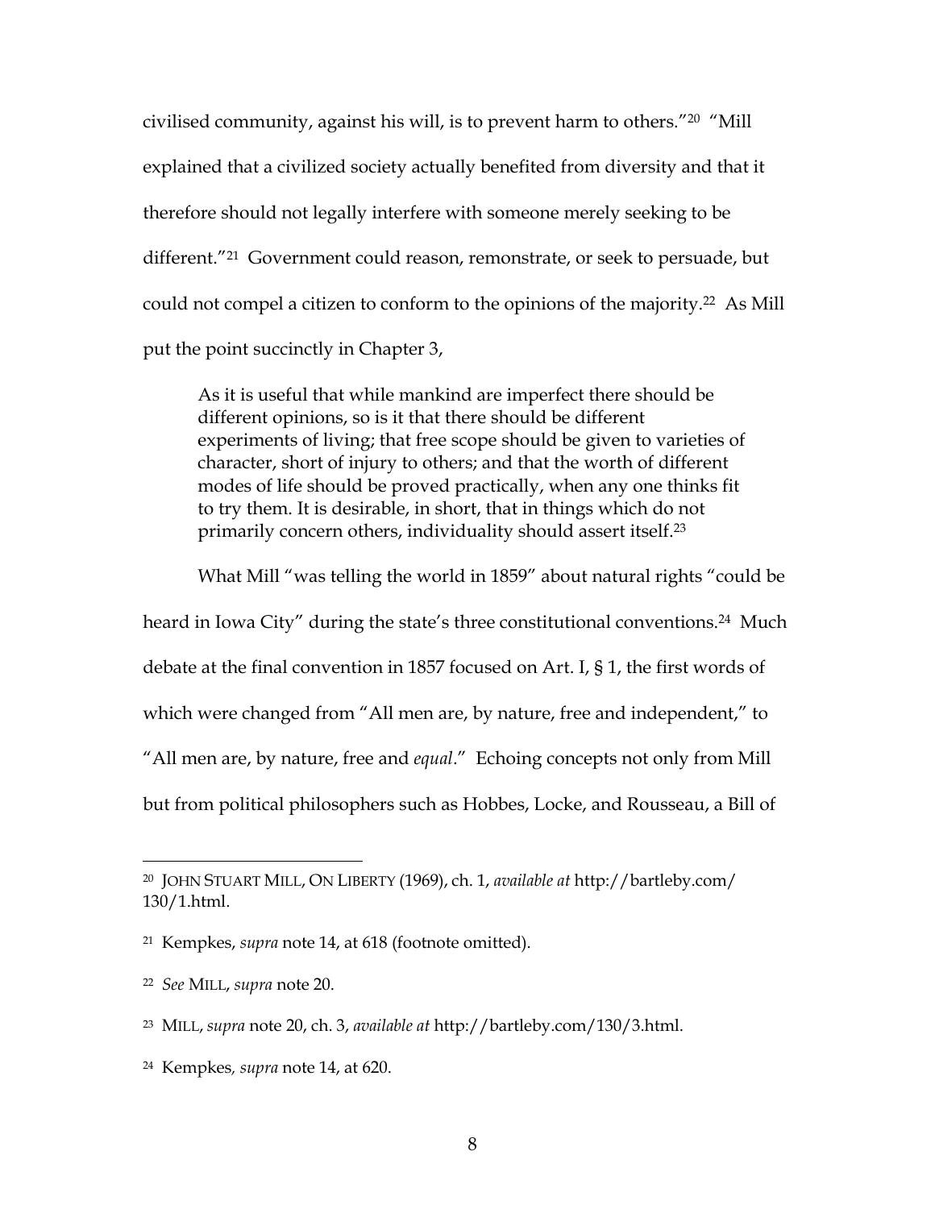civilised community, against his will, is to prevent harm to others."[20] "Mill explained that a civilized society actually benefited from diversity and that it therefore should not legally interfere with someone merely seeking to be different."[21] Government could reason, remonstrate, or seek to persuade, but could not compel a citizen to conform to the opinions of the majority.[22] As Mill put the point succinctly in Chapter 3,

> As it is useful that while mankind are imperfect there should be different opinions, so is it that there should be different experiments of living; that free scope should be given to varieties of character, short of injury to others; and that the worth of different modes of life should be proved practically, when any one thinks fit to try them. It is desirable, in short, that in things which do not primarily concern others, individuality should assert itself.[23]

What Mill "was telling the world in 1859" about natural rights "could be heard in Iowa City" during the state's three constitutional conventions.[24] Much debate at the final convention in 1857 focused on Art. I, § 1, the first words of which were changed from "All men are, by nature, free and independent," to "All men are, by nature, free and *equal*." Echoing concepts not only from Mill but from political philosophers such as Hobbes, Locke, and Rousseau, a Bill of

---

[20] JOHN STUART MILL, ON LIBERTY (1969), ch. 1, *available at* http://bartleby.com/130/1.html.

[21] Kempkes, *supra* note 14, at 618 (footnote omitted).

[22] *See* MILL, *supra* note 20.

[23] MILL, *supra* note 20, ch. 3, *available at* http://bartleby.com/130/3.html.

[24] Kempkes, *supra* note 14, at 620.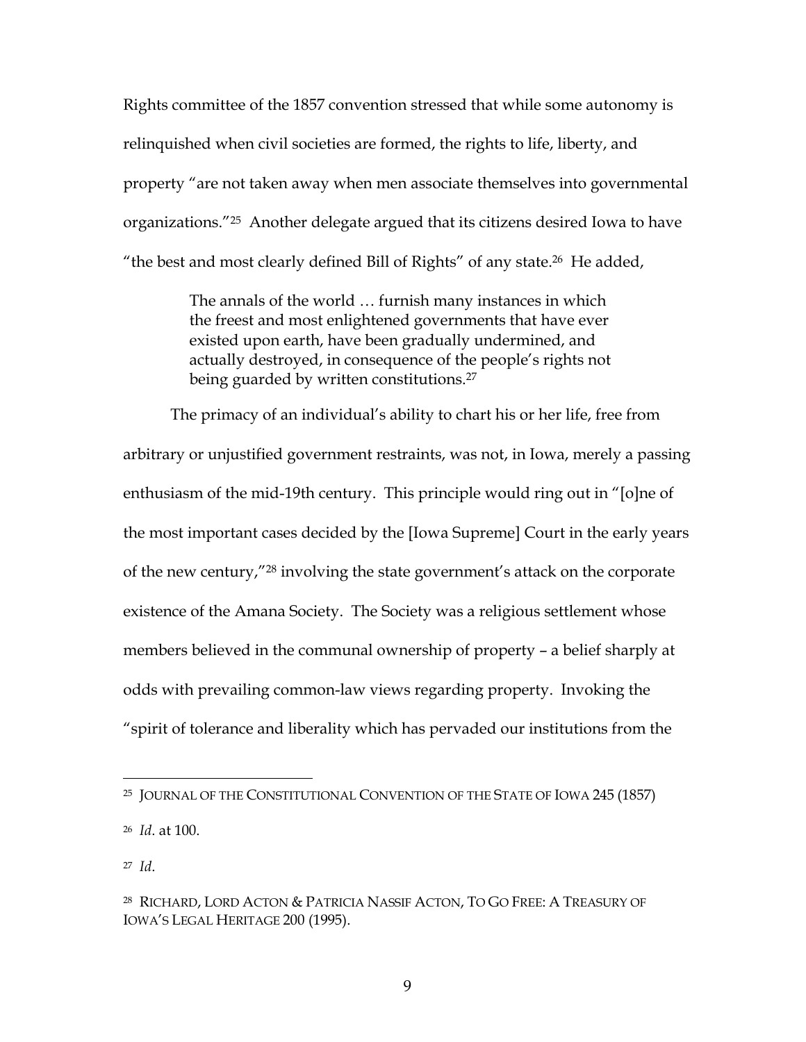Rights committee of the 1857 convention stressed that while some autonomy is relinquished when civil societies are formed, the rights to life, liberty, and property "are not taken away when men associate themselves into governmental organizations."[25] Another delegate argued that its citizens desired Iowa to have "the best and most clearly defined Bill of Rights" of any state.[26] He added,

> The annals of the world … furnish many instances in which the freest and most enlightened governments that have ever existed upon earth, have been gradually undermined, and actually destroyed, in consequence of the people's rights not being guarded by written constitutions.[27]

The primacy of an individual's ability to chart his or her life, free from arbitrary or unjustified government restraints, was not, in Iowa, merely a passing enthusiasm of the mid-19th century. This principle would ring out in "[o]ne of the most important cases decided by the [Iowa Supreme] Court in the early years of the new century,"[28] involving the state government's attack on the corporate existence of the Amana Society. The Society was a religious settlement whose members believed in the communal ownership of property – a belief sharply at odds with prevailing common-law views regarding property. Invoking the "spirit of tolerance and liberality which has pervaded our institutions from the

---

[25] JOURNAL OF THE CONSTITUTIONAL CONVENTION OF THE STATE OF IOWA 245 (1857)

[26] *Id*. at 100.

[27] *Id*.

[28] RICHARD, LORD ACTON & PATRICIA NASSIF ACTON, TO GO FREE: A TREASURY OF IOWA'S LEGAL HERITAGE 200 (1995).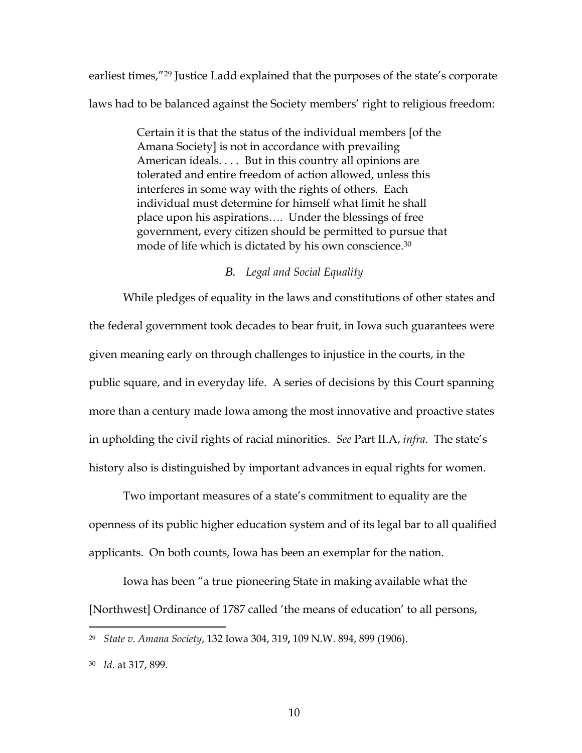earliest times,"[29] Justice Ladd explained that the purposes of the state's corporate laws had to be balanced against the Society members' right to religious freedom:

> Certain it is that the status of the individual members [of the Amana Society] is not in accordance with prevailing American ideals. . . . But in this country all opinions are tolerated and entire freedom of action allowed, unless this interferes in some way with the rights of others. Each individual must determine for himself what limit he shall place upon his aspirations…. Under the blessings of free government, every citizen should be permitted to pursue that mode of life which is dictated by his own conscience.[30]

### *B. Legal and Social Equality*

While pledges of equality in the laws and constitutions of other states and the federal government took decades to bear fruit, in Iowa such guarantees were given meaning early on through challenges to injustice in the courts, in the public square, and in everyday life. A series of decisions by this Court spanning more than a century made Iowa among the most innovative and proactive states in upholding the civil rights of racial minorities. *See* Part II.A, *infra*. The state's history also is distinguished by important advances in equal rights for women.

Two important measures of a state's commitment to equality are the openness of its public higher education system and of its legal bar to all qualified applicants. On both counts, Iowa has been an exemplar for the nation.

Iowa has been "a true pioneering State in making available what the [Northwest] Ordinance of 1787 called 'the means of education' to all persons,

---

[29] *State v. Amana Society*, 132 Iowa 304, 319**,** 109 N.W. 894, 899 (1906).

[30] *Id*. at 317, 899.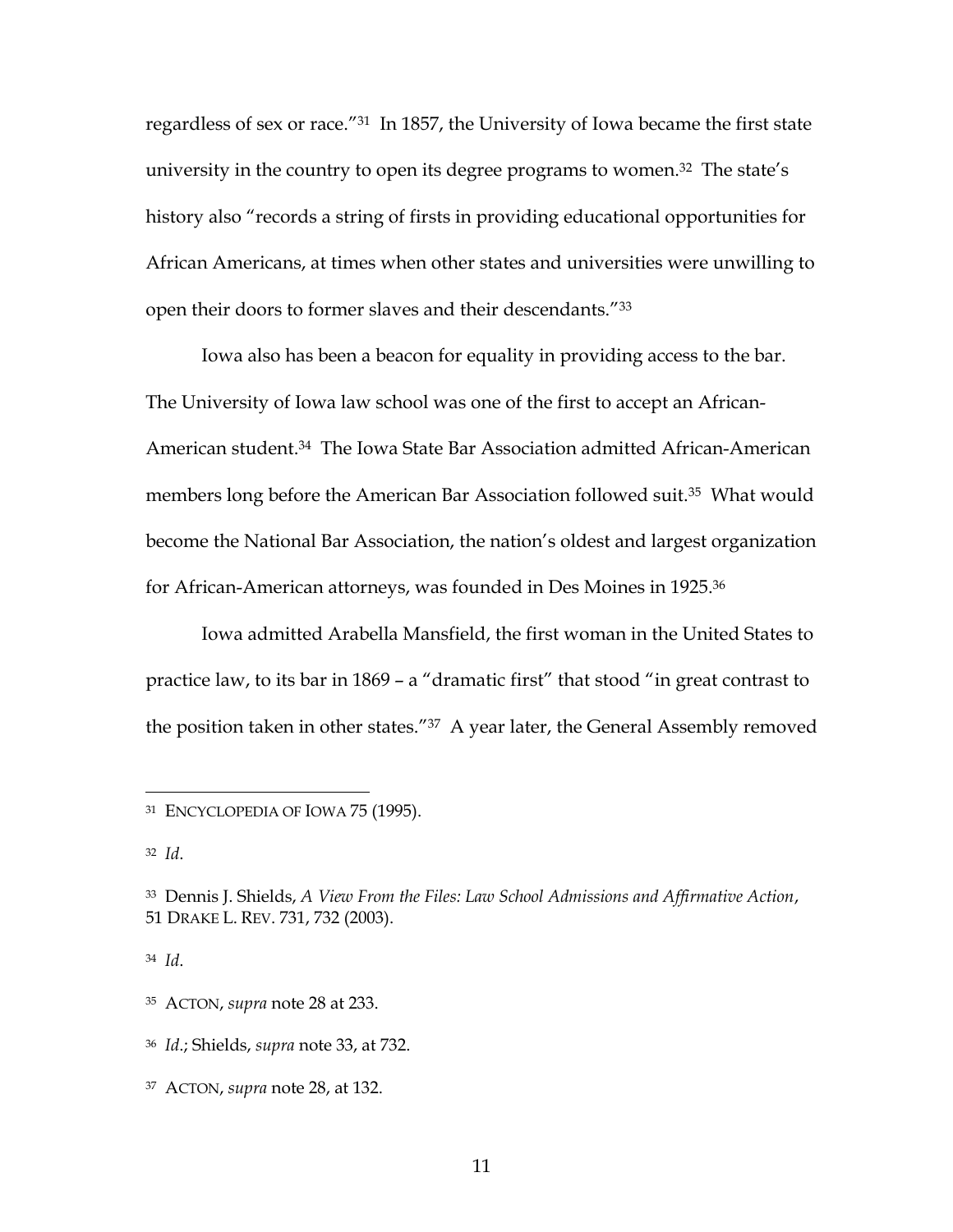regardless of sex or race."[31] In 1857, the University of Iowa became the first state university in the country to open its degree programs to women.[32] The state's history also "records a string of firsts in providing educational opportunities for African Americans, at times when other states and universities were unwilling to open their doors to former slaves and their descendants."[33]

Iowa also has been a beacon for equality in providing access to the bar. The University of Iowa law school was one of the first to accept an African-American student.[34] The Iowa State Bar Association admitted African-American members long before the American Bar Association followed suit.[35] What would become the National Bar Association, the nation's oldest and largest organization for African-American attorneys, was founded in Des Moines in 1925.[36]

Iowa admitted Arabella Mansfield, the first woman in the United States to practice law, to its bar in 1869 – a "dramatic first" that stood "in great contrast to the position taken in other states."[37] A year later, the General Assembly removed

---

[31] ENCYCLOPEDIA OF IOWA 75 (1995).

[32] *Id*.

[33] Dennis J. Shields, *A View From the Files: Law School Admissions and Affirmative Action*, 51 DRAKE L. REV. 731, 732 (2003).

[34] *Id*.

[35] ACTON, *supra* note 28 at 233.

[36] *Id*.; Shields, *supra* note 33, at 732.

[37] ACTON, *supra* note 28, at 132.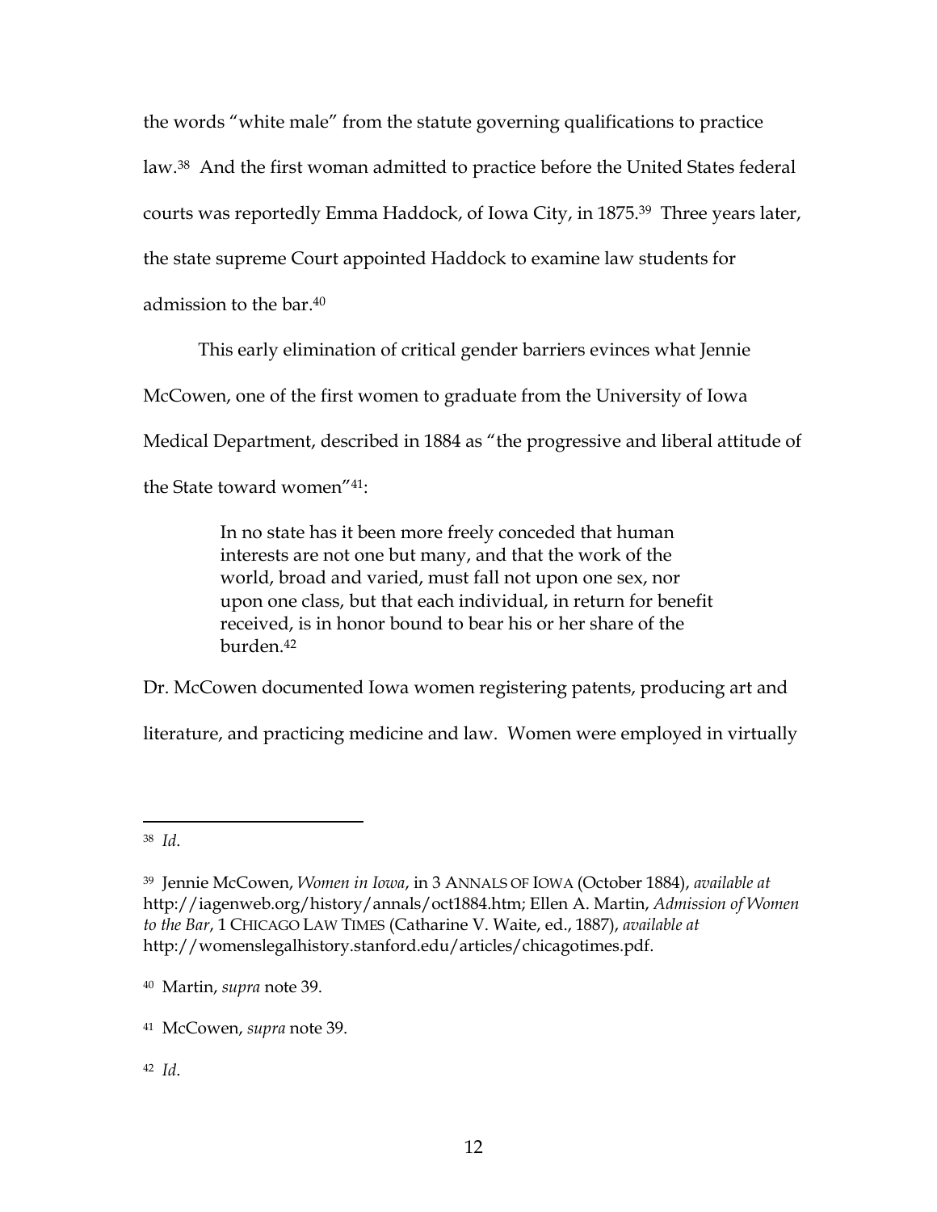the words "white male" from the statute governing qualifications to practice law.[38] And the first woman admitted to practice before the United States federal courts was reportedly Emma Haddock, of Iowa City, in 1875.[39] Three years later, the state supreme Court appointed Haddock to examine law students for admission to the bar.[40]

This early elimination of critical gender barriers evinces what Jennie McCowen, one of the first women to graduate from the University of Iowa Medical Department, described in 1884 as "the progressive and liberal attitude of the State toward women"[41]:

> In no state has it been more freely conceded that human interests are not one but many, and that the work of the world, broad and varied, must fall not upon one sex, nor upon one class, but that each individual, in return for benefit received, is in honor bound to bear his or her share of the burden.[42]

Dr. McCowen documented Iowa women registering patents, producing art and literature, and practicing medicine and law. Women were employed in virtually

---

[38] *Id*.

[39] Jennie McCowen, *Women in Iowa*, in 3 ANNALS OF IOWA (October 1884), *available at* http://iagenweb.org/history/annals/oct1884.htm; Ellen A. Martin, *Admission of Women to the Bar*, 1 CHICAGO LAW TIMES (Catharine V. Waite, ed., 1887), *available at* http://womenslegalhistory.stanford.edu/articles/chicagotimes.pdf.

[40] Martin, *supra* note 39.

[41] McCowen, *supra* note 39.

[42] *Id*.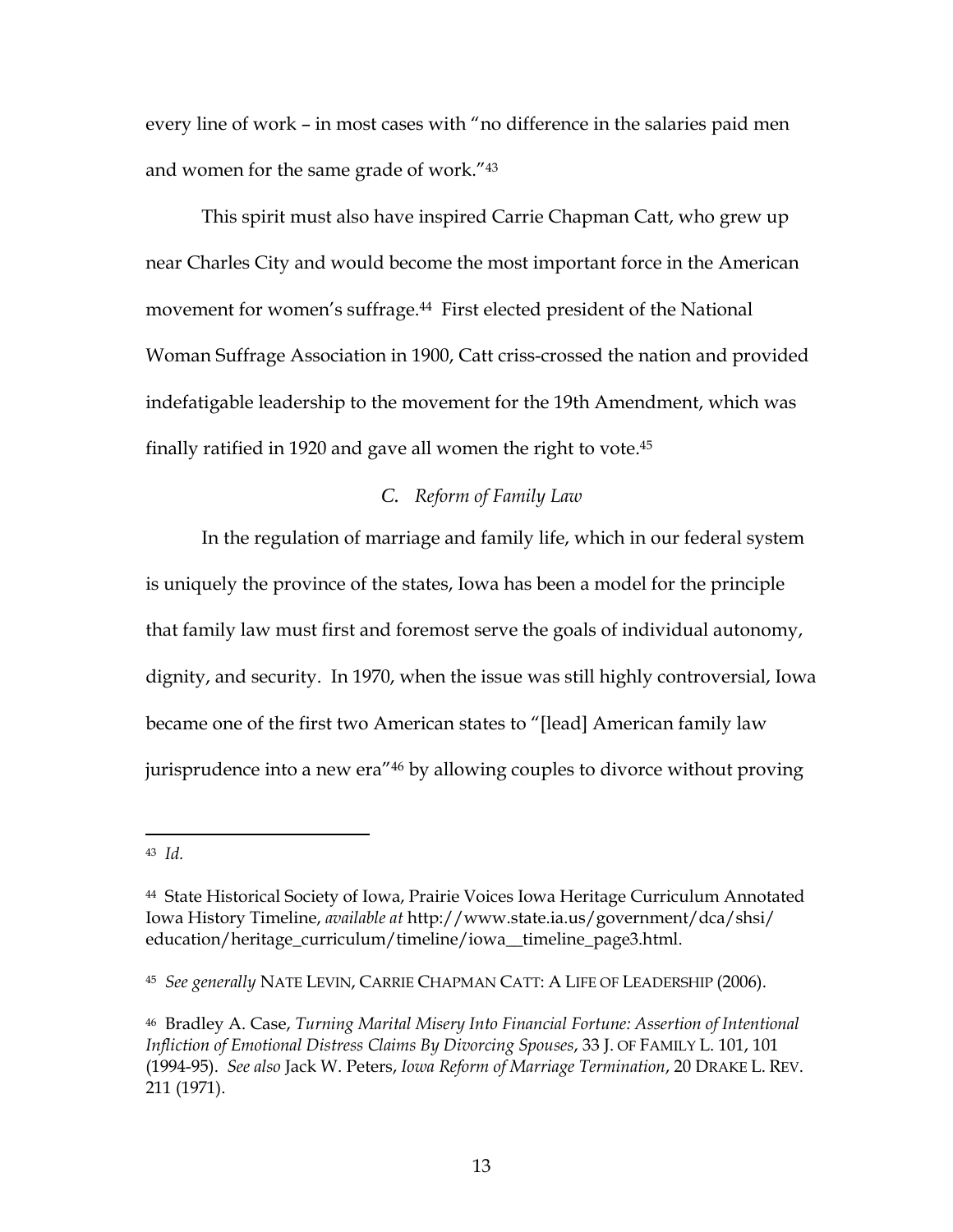every line of work – in most cases with "no difference in the salaries paid men and women for the same grade of work."[43]

This spirit must also have inspired Carrie Chapman Catt, who grew up near Charles City and would become the most important force in the American movement for women's suffrage.[44] First elected president of the National Woman Suffrage Association in 1900, Catt criss-crossed the nation and provided indefatigable leadership to the movement for the 19th Amendment, which was finally ratified in 1920 and gave all women the right to vote.[45]

### *C. Reform of Family Law*

In the regulation of marriage and family life, which in our federal system is uniquely the province of the states, Iowa has been a model for the principle that family law must first and foremost serve the goals of individual autonomy, dignity, and security. In 1970, when the issue was still highly controversial, Iowa became one of the first two American states to "[lead] American family law jurisprudence into a new era"[46] by allowing couples to divorce without proving

---

[43] *Id.*

[44] State Historical Society of Iowa, Prairie Voices Iowa Heritage Curriculum Annotated Iowa History Timeline, *available at* http://www.state.ia.us/government/dca/shsi/education/heritage_curriculum/timeline/iowa__timeline_page3.html.

[45] *See generally* NATE LEVIN, CARRIE CHAPMAN CATT: A LIFE OF LEADERSHIP (2006).

[46] Bradley A. Case, *Turning Marital Misery Into Financial Fortune: Assertion of Intentional Infliction of Emotional Distress Claims By Divorcing Spouses*, 33 J. OF FAMILY L. 101, 101 (1994-95). *See also* Jack W. Peters, *Iowa Reform of Marriage Termination*, 20 DRAKE L. REV. 211 (1971).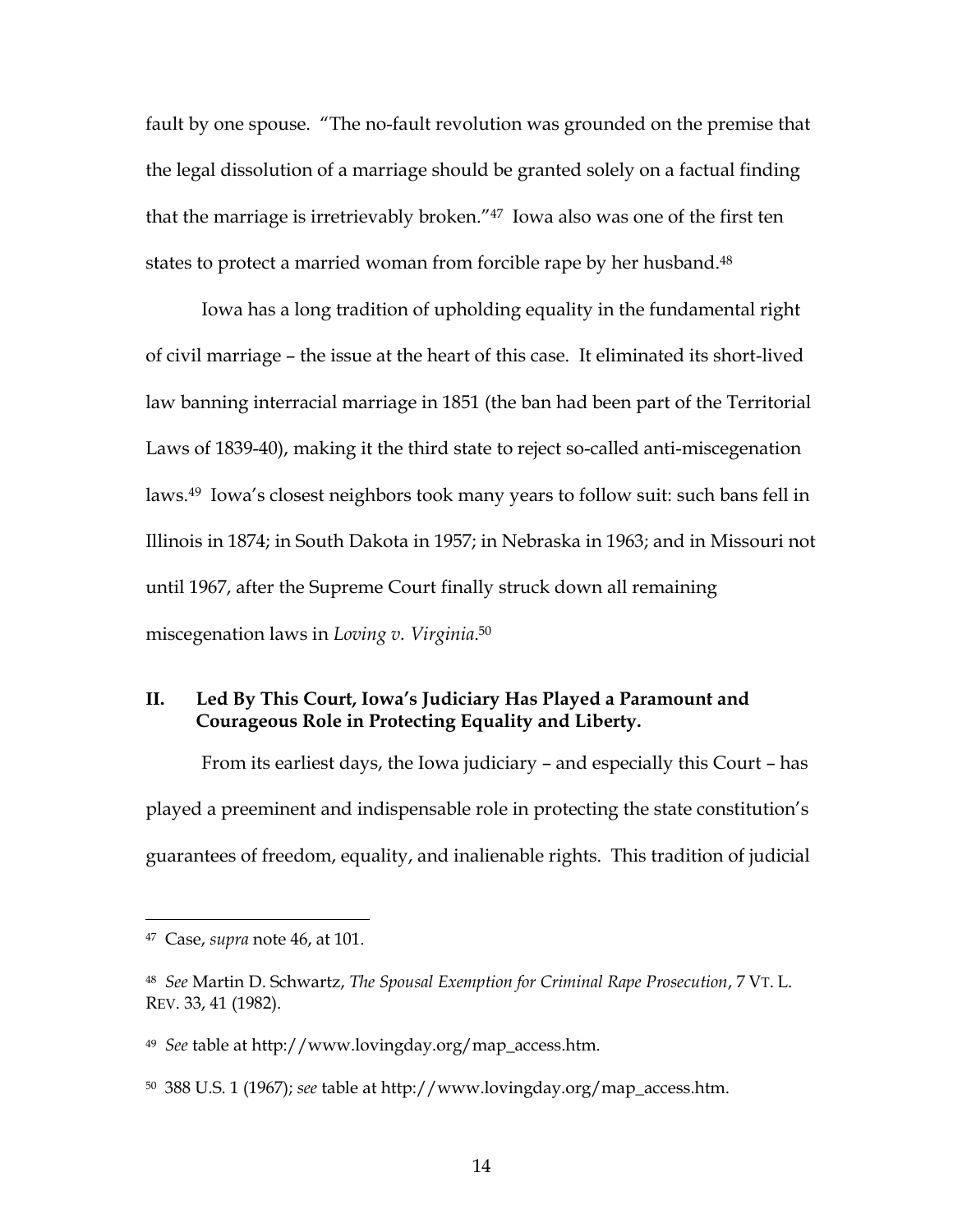fault by one spouse. "The no-fault revolution was grounded on the premise that the legal dissolution of a marriage should be granted solely on a factual finding that the marriage is irretrievably broken."[47] Iowa also was one of the first ten states to protect a married woman from forcible rape by her husband.[48]

Iowa has a long tradition of upholding equality in the fundamental right of civil marriage – the issue at the heart of this case. It eliminated its short-lived law banning interracial marriage in 1851 (the ban had been part of the Territorial Laws of 1839-40), making it the third state to reject so-called anti-miscegenation laws.[49] Iowa's closest neighbors took many years to follow suit: such bans fell in Illinois in 1874; in South Dakota in 1957; in Nebraska in 1963; and in Missouri not until 1967, after the Supreme Court finally struck down all remaining miscegenation laws in *Loving v. Virginia*.[50]

## II. Led By This Court, Iowa's Judiciary Has Played a Paramount and Courageous Role in Protecting Equality and Liberty.

From its earliest days, the Iowa judiciary – and especially this Court – has played a preeminent and indispensable role in protecting the state constitution's guarantees of freedom, equality, and inalienable rights. This tradition of judicial

---

[47] Case, *supra* note 46, at 101.

[48] *See* Martin D. Schwartz, *The Spousal Exemption for Criminal Rape Prosecution*, 7 VT. L. REV. 33, 41 (1982).

[49] *See* table at http://www.lovingday.org/map_access.htm.

[50] 388 U.S. 1 (1967); *see* table at http://www.lovingday.org/map_access.htm.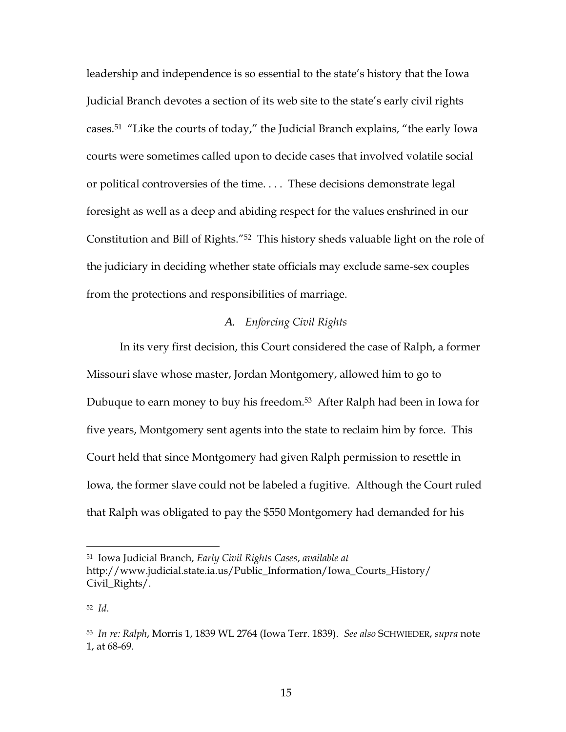leadership and independence is so essential to the state's history that the Iowa Judicial Branch devotes a section of its web site to the state's early civil rights cases.[51] "Like the courts of today," the Judicial Branch explains, "the early Iowa courts were sometimes called upon to decide cases that involved volatile social or political controversies of the time. . . . These decisions demonstrate legal foresight as well as a deep and abiding respect for the values enshrined in our Constitution and Bill of Rights."[52] This history sheds valuable light on the role of the judiciary in deciding whether state officials may exclude same-sex couples from the protections and responsibilities of marriage.

### *A. Enforcing Civil Rights*

In its very first decision, this Court considered the case of Ralph, a former Missouri slave whose master, Jordan Montgomery, allowed him to go to Dubuque to earn money to buy his freedom.[53] After Ralph had been in Iowa for five years, Montgomery sent agents into the state to reclaim him by force. This Court held that since Montgomery had given Ralph permission to resettle in Iowa, the former slave could not be labeled a fugitive. Although the Court ruled that Ralph was obligated to pay the $550 Montgomery had demanded for his

---

[51] Iowa Judicial Branch, *Early Civil Rights Cases*, *available at* http://www.judicial.state.ia.us/Public_Information/Iowa_Courts_History/Civil_Rights/.

[52] *Id*.

[53] *In re: Ralph*, Morris 1, 1839 WL 2764 (Iowa Terr. 1839). *See also* SCHWIEDER, *supra* note 1, at 68-69.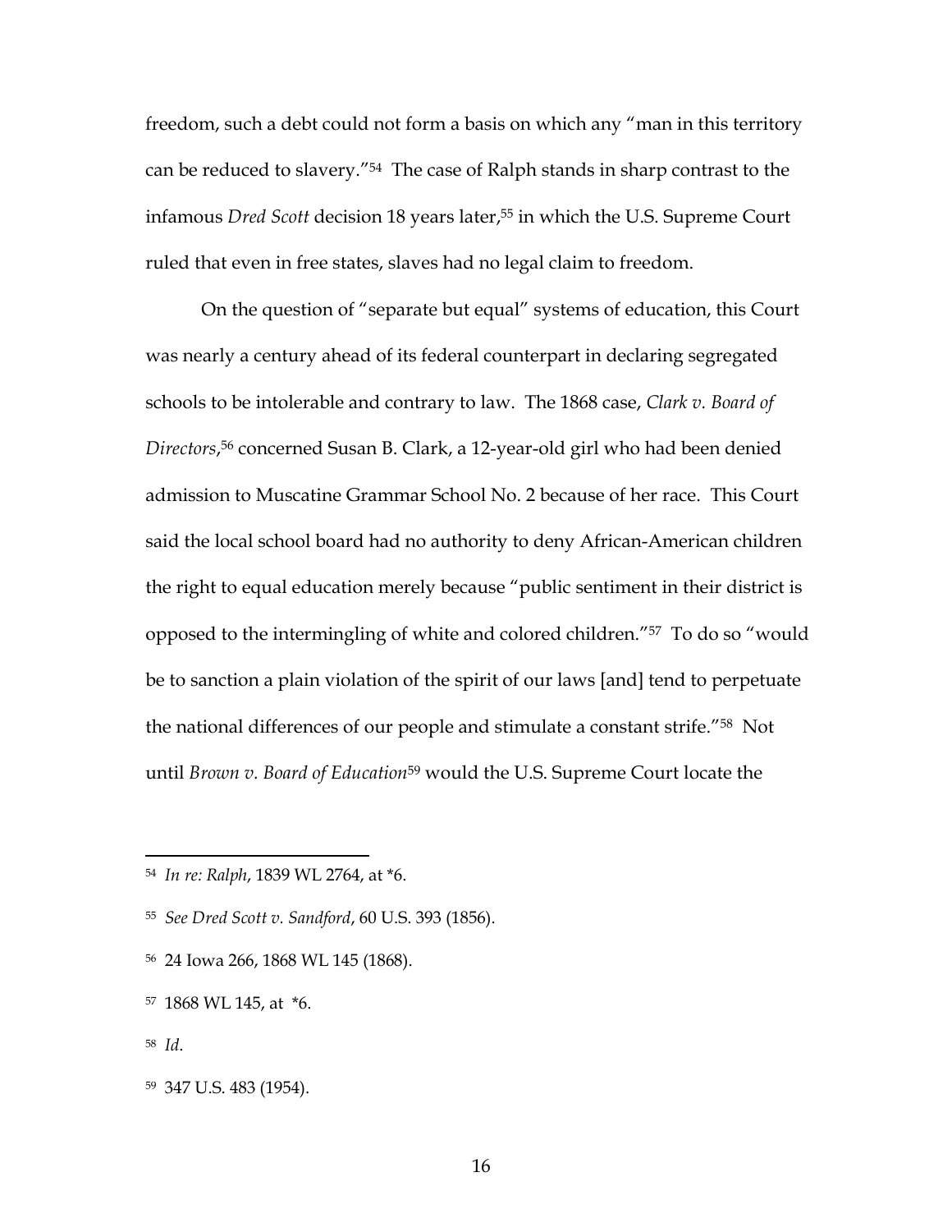freedom, such a debt could not form a basis on which any "man in this territory can be reduced to slavery."[54] The case of Ralph stands in sharp contrast to the infamous *Dred Scott* decision 18 years later,[55] in which the U.S. Supreme Court ruled that even in free states, slaves had no legal claim to freedom.

On the question of "separate but equal" systems of education, this Court was nearly a century ahead of its federal counterpart in declaring segregated schools to be intolerable and contrary to law. The 1868 case, *Clark v. Board of Directors*,[56] concerned Susan B. Clark, a 12-year-old girl who had been denied admission to Muscatine Grammar School No. 2 because of her race. This Court said the local school board had no authority to deny African-American children the right to equal education merely because "public sentiment in their district is opposed to the intermingling of white and colored children."[57] To do so "would be to sanction a plain violation of the spirit of our laws [and] tend to perpetuate the national differences of our people and stimulate a constant strife."[58] Not until *Brown v. Board of Education*[59] would the U.S. Supreme Court locate the

---

[54] *In re: Ralph*, 1839 WL 2764, at *6.

[55] *See Dred Scott v. Sandford*, 60 U.S. 393 (1856).

[56] 24 Iowa 266, 1868 WL 145 (1868).

[57] 1868 WL 145, at *6.

[58] *Id*.

[59] 347 U.S. 483 (1954).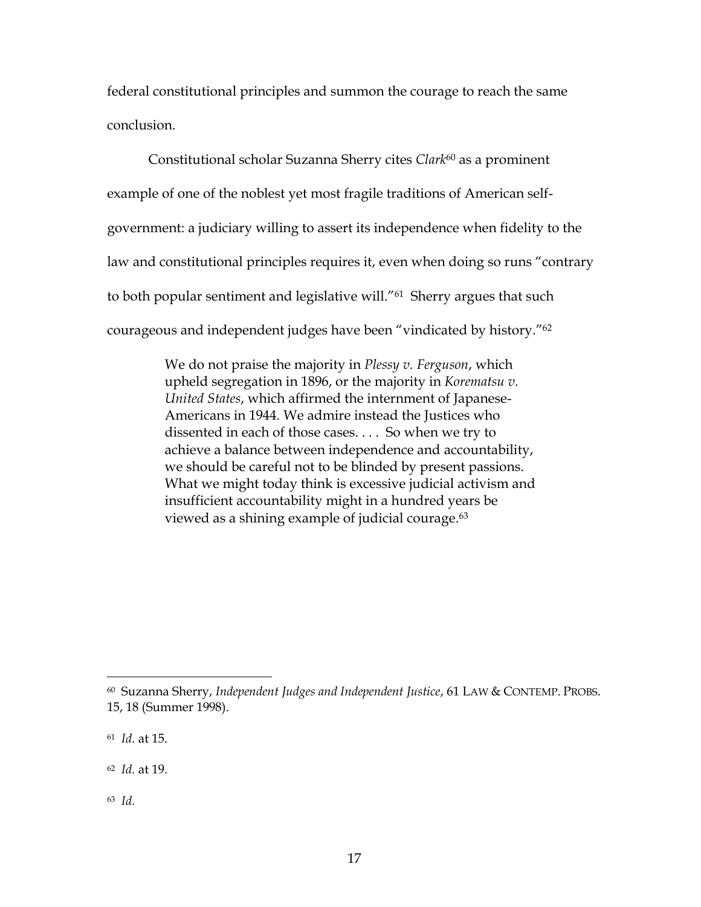federal constitutional principles and summon the courage to reach the same conclusion.

Constitutional scholar Suzanna Sherry cites *Clark*[60] as a prominent example of one of the noblest yet most fragile traditions of American self-government: a judiciary willing to assert its independence when fidelity to the law and constitutional principles requires it, even when doing so runs "contrary to both popular sentiment and legislative will."[61] Sherry argues that such courageous and independent judges have been "vindicated by history."[62]

> We do not praise the majority in *Plessy v. Ferguson*, which upheld segregation in 1896, or the majority in *Korematsu v. United States*, which affirmed the internment of Japanese-Americans in 1944. We admire instead the Justices who dissented in each of those cases. . . . So when we try to achieve a balance between independence and accountability, we should be careful not to be blinded by present passions. What we might today think is excessive judicial activism and insufficient accountability might in a hundred years be viewed as a shining example of judicial courage.[63]

---

[60] Suzanna Sherry, *Independent Judges and Independent Justice*, 61 LAW & CONTEMP. PROBS. 15, 18 (Summer 1998).

[61] *Id.* at 15.

[62] *Id.* at 19.

[63] *Id.*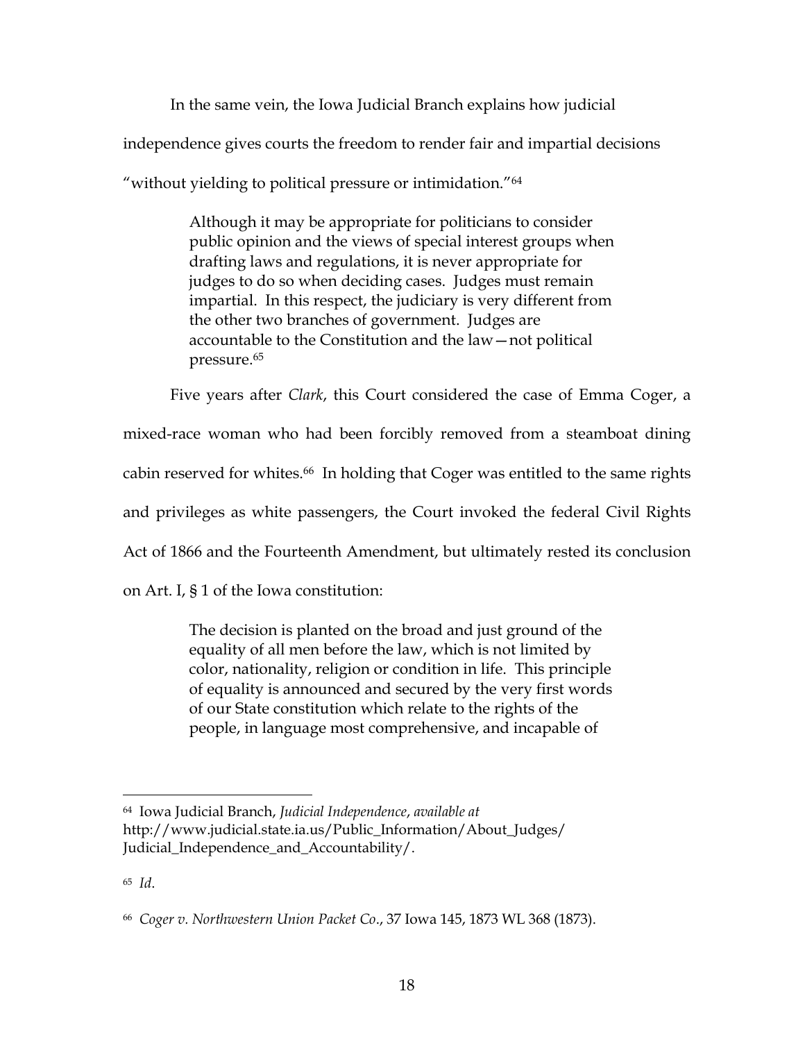In the same vein, the Iowa Judicial Branch explains how judicial independence gives courts the freedom to render fair and impartial decisions "without yielding to political pressure or intimidation."[64]

> Although it may be appropriate for politicians to consider public opinion and the views of special interest groups when drafting laws and regulations, it is never appropriate for judges to do so when deciding cases. Judges must remain impartial. In this respect, the judiciary is very different from the other two branches of government. Judges are accountable to the Constitution and the law—not political pressure.[65]

Five years after *Clark*, this Court considered the case of Emma Coger, a mixed-race woman who had been forcibly removed from a steamboat dining cabin reserved for whites.[66] In holding that Coger was entitled to the same rights and privileges as white passengers, the Court invoked the federal Civil Rights Act of 1866 and the Fourteenth Amendment, but ultimately rested its conclusion on Art. I, § 1 of the Iowa constitution:

> The decision is planted on the broad and just ground of the equality of all men before the law, which is not limited by color, nationality, religion or condition in life. This principle of equality is announced and secured by the very first words of our State constitution which relate to the rights of the people, in language most comprehensive, and incapable of

---

[64] Iowa Judicial Branch, *Judicial Independence*, *available at* http://www.judicial.state.ia.us/Public_Information/About_Judges/Judicial_Independence_and_Accountability/.

[65] *Id*.

[66] *Coger v. Northwestern Union Packet Co*., 37 Iowa 145, 1873 WL 368 (1873).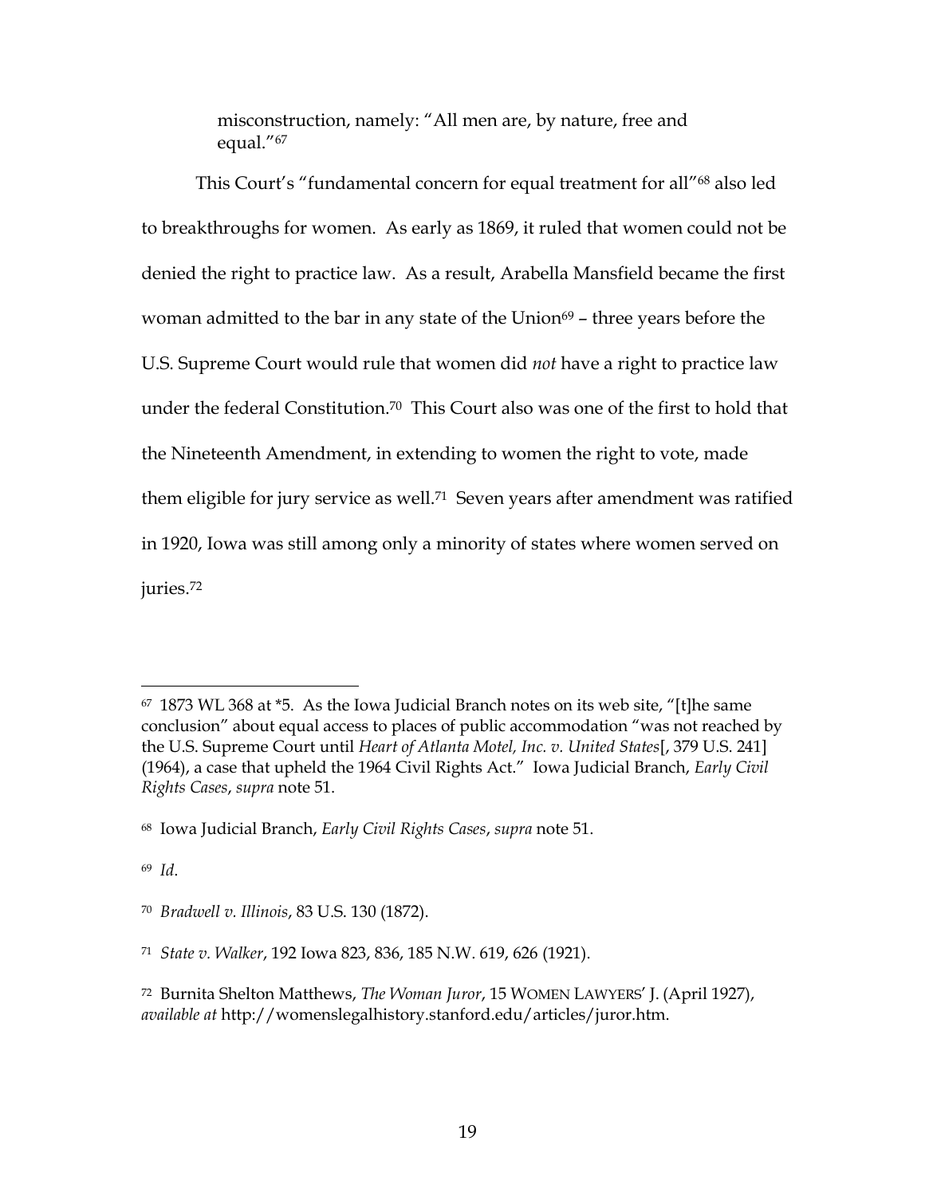misconstruction, namely: "All men are, by nature, free and equal."[67]

This Court's "fundamental concern for equal treatment for all"[68] also led to breakthroughs for women. As early as 1869, it ruled that women could not be denied the right to practice law. As a result, Arabella Mansfield became the first woman admitted to the bar in any state of the Union[69] – three years before the U.S. Supreme Court would rule that women did *not* have a right to practice law under the federal Constitution.[70] This Court also was one of the first to hold that the Nineteenth Amendment, in extending to women the right to vote, made them eligible for jury service as well.[71] Seven years after amendment was ratified in 1920, Iowa was still among only a minority of states where women served on juries.[72]

---

[67] 1873 WL 368 at *5. As the Iowa Judicial Branch notes on its web site, "[t]he same conclusion" about equal access to places of public accommodation "was not reached by the U.S. Supreme Court until *Heart of Atlanta Motel, Inc. v. United States*[, 379 U.S. 241] (1964), a case that upheld the 1964 Civil Rights Act." Iowa Judicial Branch, *Early Civil Rights Cases*, *supra* note 51.

[68] Iowa Judicial Branch, *Early Civil Rights Cases*, *supra* note 51.

[69] *Id*.

[70] *Bradwell v. Illinois*, 83 U.S. 130 (1872).

[71] *State v. Walker*, 192 Iowa 823, 836, 185 N.W. 619, 626 (1921).

[72] Burnita Shelton Matthews, *The Woman Juror*, 15 WOMEN LAWYERS' J. (April 1927), *available at* http://womenslegalhistory.stanford.edu/articles/juror.htm.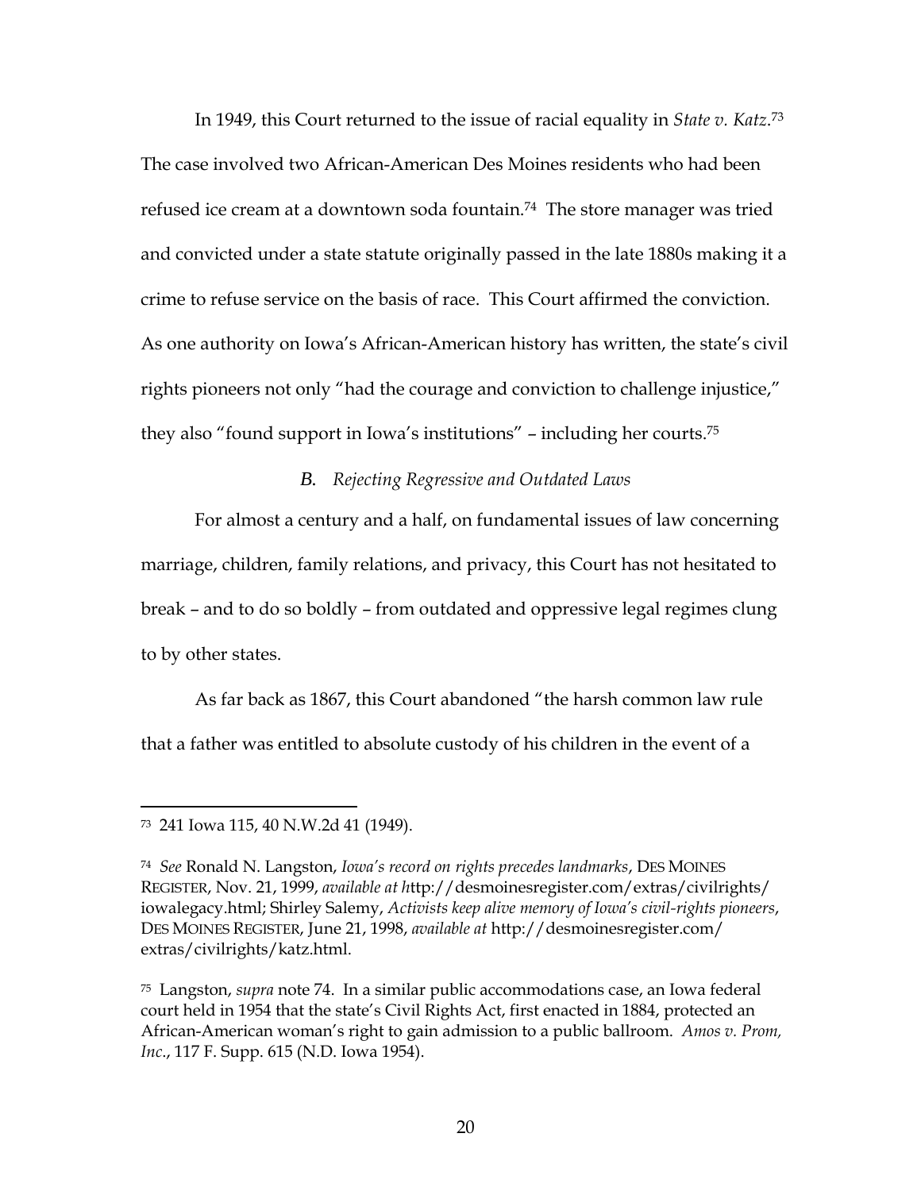In 1949, this Court returned to the issue of racial equality in *State v. Katz*.[73] The case involved two African-American Des Moines residents who had been refused ice cream at a downtown soda fountain.[74] The store manager was tried and convicted under a state statute originally passed in the late 1880s making it a crime to refuse service on the basis of race. This Court affirmed the conviction. As one authority on Iowa's African-American history has written, the state's civil rights pioneers not only "had the courage and conviction to challenge injustice," they also "found support in Iowa's institutions" – including her courts.[75]

### *B. Rejecting Regressive and Outdated Laws*

For almost a century and a half, on fundamental issues of law concerning marriage, children, family relations, and privacy, this Court has not hesitated to break – and to do so boldly – from outdated and oppressive legal regimes clung to by other states.

As far back as 1867, this Court abandoned "the harsh common law rule that a father was entitled to absolute custody of his children in the event of a

---

[73] 241 Iowa 115, 40 N.W.2d 41 (1949).

[74] *See* Ronald N. Langston, *Iowa's record on rights precedes landmarks*, DES MOINES REGISTER, Nov. 21, 1999, *available at h*ttp://desmoinesregister.com/extras/civilrights/iowalegacy.html; Shirley Salemy, *Activists keep alive memory of Iowa's civil-rights pioneers*, DES MOINES REGISTER, June 21, 1998, *available at* http://desmoinesregister.com/extras/civilrights/katz.html.

[75] Langston, *supra* note 74. In a similar public accommodations case, an Iowa federal court held in 1954 that the state's Civil Rights Act, first enacted in 1884, protected an African-American woman's right to gain admission to a public ballroom. *Amos v. Prom, Inc.*, 117 F. Supp. 615 (N.D. Iowa 1954).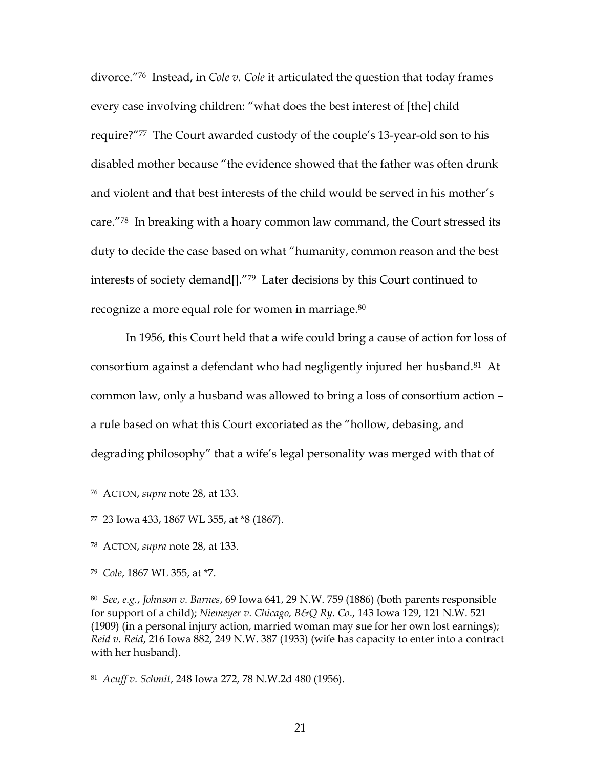divorce."[76] Instead, in *Cole v. Cole* it articulated the question that today frames every case involving children: "what does the best interest of [the] child require?"[77] The Court awarded custody of the couple's 13-year-old son to his disabled mother because "the evidence showed that the father was often drunk and violent and that best interests of the child would be served in his mother's care."[78] In breaking with a hoary common law command, the Court stressed its duty to decide the case based on what "humanity, common reason and the best interests of society demand[]."[79] Later decisions by this Court continued to recognize a more equal role for women in marriage.[80]

In 1956, this Court held that a wife could bring a cause of action for loss of consortium against a defendant who had negligently injured her husband.[81] At common law, only a husband was allowed to bring a loss of consortium action – a rule based on what this Court excoriated as the "hollow, debasing, and degrading philosophy" that a wife's legal personality was merged with that of

---

[76] ACTON, *supra* note 28, at 133.

[77] 23 Iowa 433, 1867 WL 355, at *8 (1867).

[78] ACTON, *supra* note 28, at 133.

[79] *Cole*, 1867 WL 355, at *7.

[80] *See*, *e.g.*, *Johnson v. Barnes*, 69 Iowa 641, 29 N.W. 759 (1886) (both parents responsible for support of a child); *Niemeyer v. Chicago, B&Q Ry. Co.*, 143 Iowa 129, 121 N.W. 521 (1909) (in a personal injury action, married woman may sue for her own lost earnings); *Reid v. Reid*, 216 Iowa 882, 249 N.W. 387 (1933) (wife has capacity to enter into a contract with her husband).

[81] *Acuff v. Schmit*, 248 Iowa 272, 78 N.W.2d 480 (1956).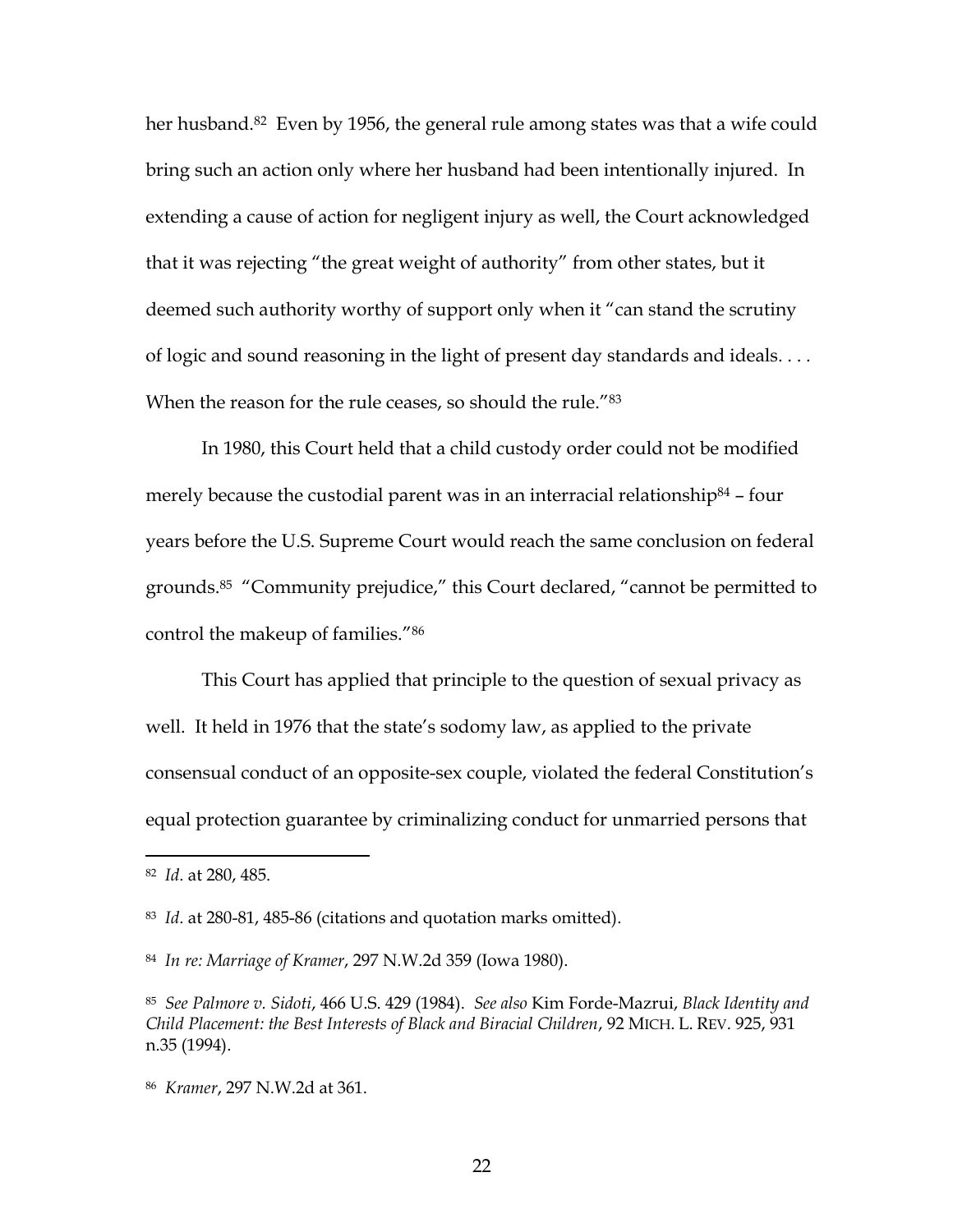her husband.[82] Even by 1956, the general rule among states was that a wife could bring such an action only where her husband had been intentionally injured. In extending a cause of action for negligent injury as well, the Court acknowledged that it was rejecting "the great weight of authority" from other states, but it deemed such authority worthy of support only when it "can stand the scrutiny of logic and sound reasoning in the light of present day standards and ideals. . . . When the reason for the rule ceases, so should the rule."[83]

In 1980, this Court held that a child custody order could not be modified merely because the custodial parent was in an interracial relationship[84] – four years before the U.S. Supreme Court would reach the same conclusion on federal grounds.[85] "Community prejudice," this Court declared, "cannot be permitted to control the makeup of families."[86]

This Court has applied that principle to the question of sexual privacy as well. It held in 1976 that the state's sodomy law, as applied to the private consensual conduct of an opposite-sex couple, violated the federal Constitution's equal protection guarantee by criminalizing conduct for unmarried persons that

---

[82] *Id*. at 280, 485.

[83] *Id*. at 280-81, 485-86 (citations and quotation marks omitted).

[84] *In re: Marriage of Kramer*, 297 N.W.2d 359 (Iowa 1980).

[85] *See Palmore v. Sidoti*, 466 U.S. 429 (1984). *See also* Kim Forde-Mazrui, *Black Identity and Child Placement: the Best Interests of Black and Biracial Children*, 92 MICH. L. REV. 925, 931 n.35 (1994).

[86] *Kramer*, 297 N.W.2d at 361.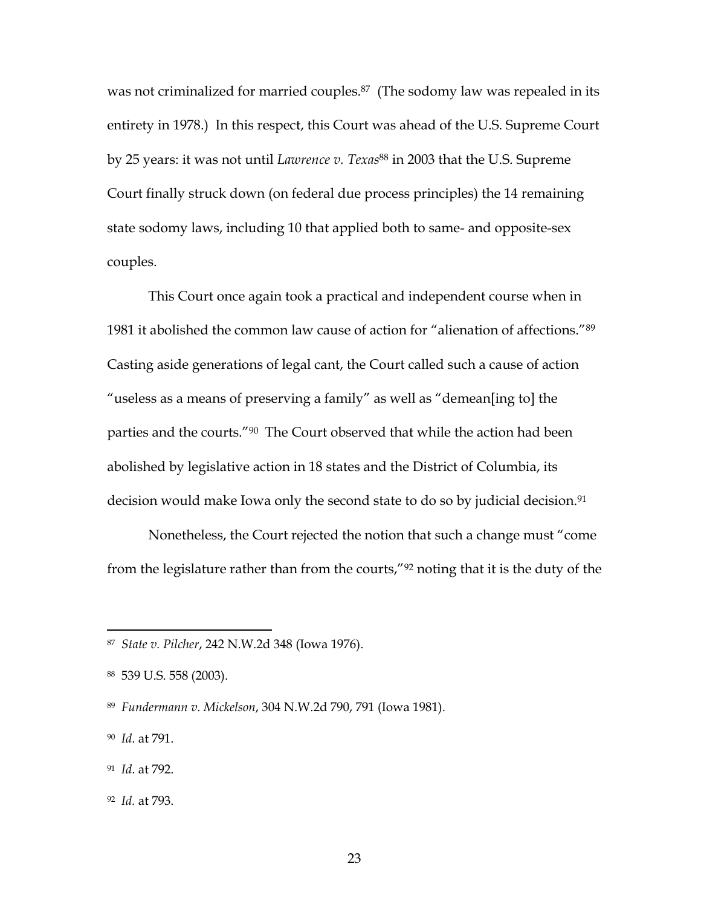was not criminalized for married couples.[87] (The sodomy law was repealed in its entirety in 1978.) In this respect, this Court was ahead of the U.S. Supreme Court by 25 years: it was not until *Lawrence v. Texas*[88] in 2003 that the U.S. Supreme Court finally struck down (on federal due process principles) the 14 remaining state sodomy laws, including 10 that applied both to same- and opposite-sex couples.

This Court once again took a practical and independent course when in 1981 it abolished the common law cause of action for "alienation of affections."[89] Casting aside generations of legal cant, the Court called such a cause of action "useless as a means of preserving a family" as well as "demean[ing to] the parties and the courts."[90] The Court observed that while the action had been abolished by legislative action in 18 states and the District of Columbia, its decision would make Iowa only the second state to do so by judicial decision.[91]

Nonetheless, the Court rejected the notion that such a change must "come from the legislature rather than from the courts,"[92] noting that it is the duty of the

---

[87] *State v. Pilcher*, 242 N.W.2d 348 (Iowa 1976).

[88] 539 U.S. 558 (2003).

[89] *Fundermann v. Mickelson*, 304 N.W.2d 790, 791 (Iowa 1981).

[90] *Id*. at 791.

[91] *Id*. at 792.

[92] *Id*. at 793.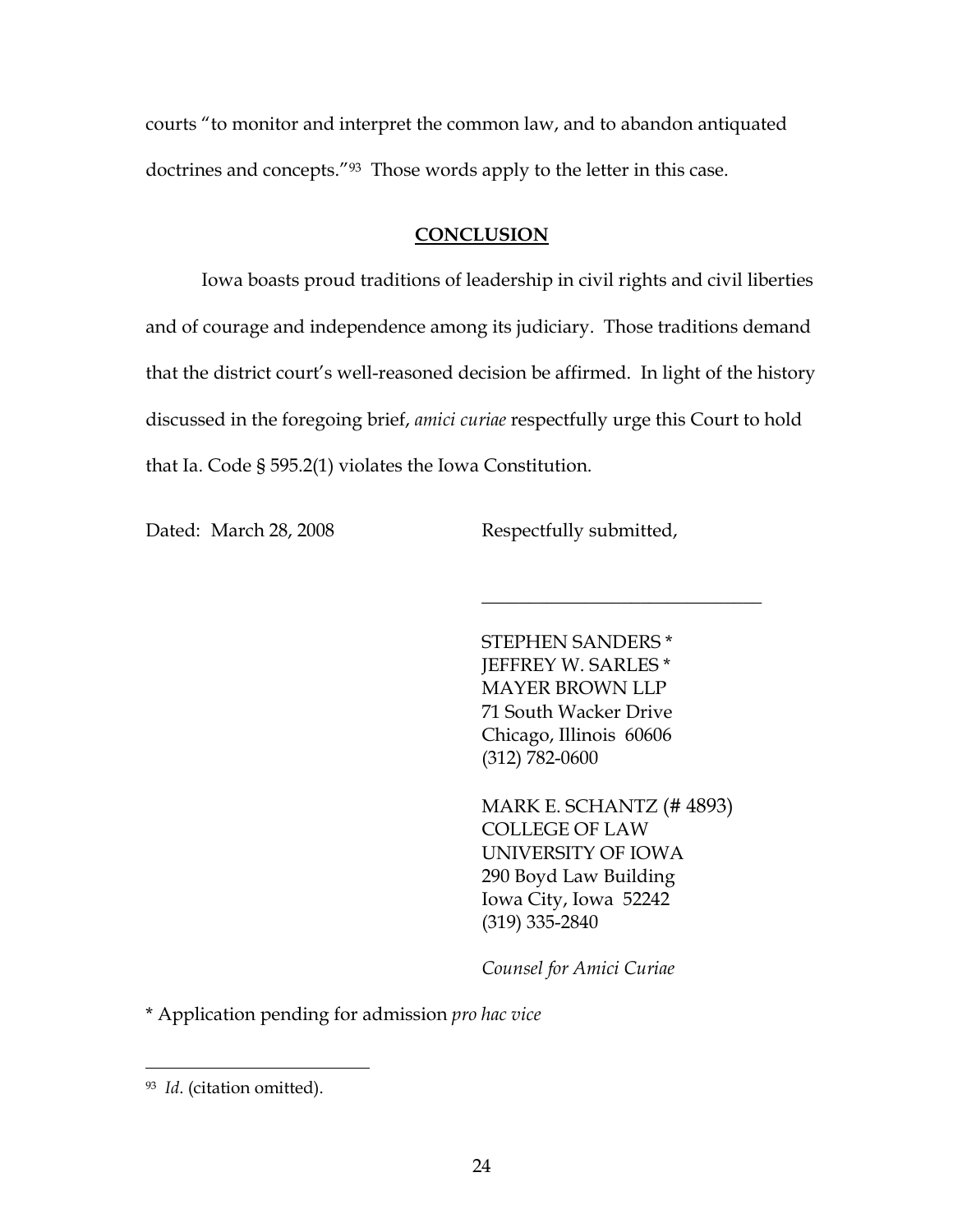courts "to monitor and interpret the common law, and to abandon antiquated doctrines and concepts."[93] Those words apply to the letter in this case.

## CONCLUSION

Iowa boasts proud traditions of leadership in civil rights and civil liberties and of courage and independence among its judiciary. Those traditions demand that the district court's well-reasoned decision be affirmed. In light of the history discussed in the foregoing brief, *amici curiae* respectfully urge this Court to hold that Ia. Code § 595.2(1) violates the Iowa Constitution.

Dated: March 28, 2008

Respectfully submitted,

______________________________

STEPHEN SANDERS *
JEFFREY W. SARLES *
MAYER BROWN LLP
71 South Wacker Drive
Chicago, Illinois 60606
(312) 782-0600

MARK E. SCHANTZ (# 4893)
COLLEGE OF LAW
UNIVERSITY OF IOWA
290 Boyd Law Building
Iowa City, Iowa 52242
(319) 335-2840

*Counsel for Amici Curiae*

* Application pending for admission *pro hac vice*

---

[93] *Id*. (citation omitted).